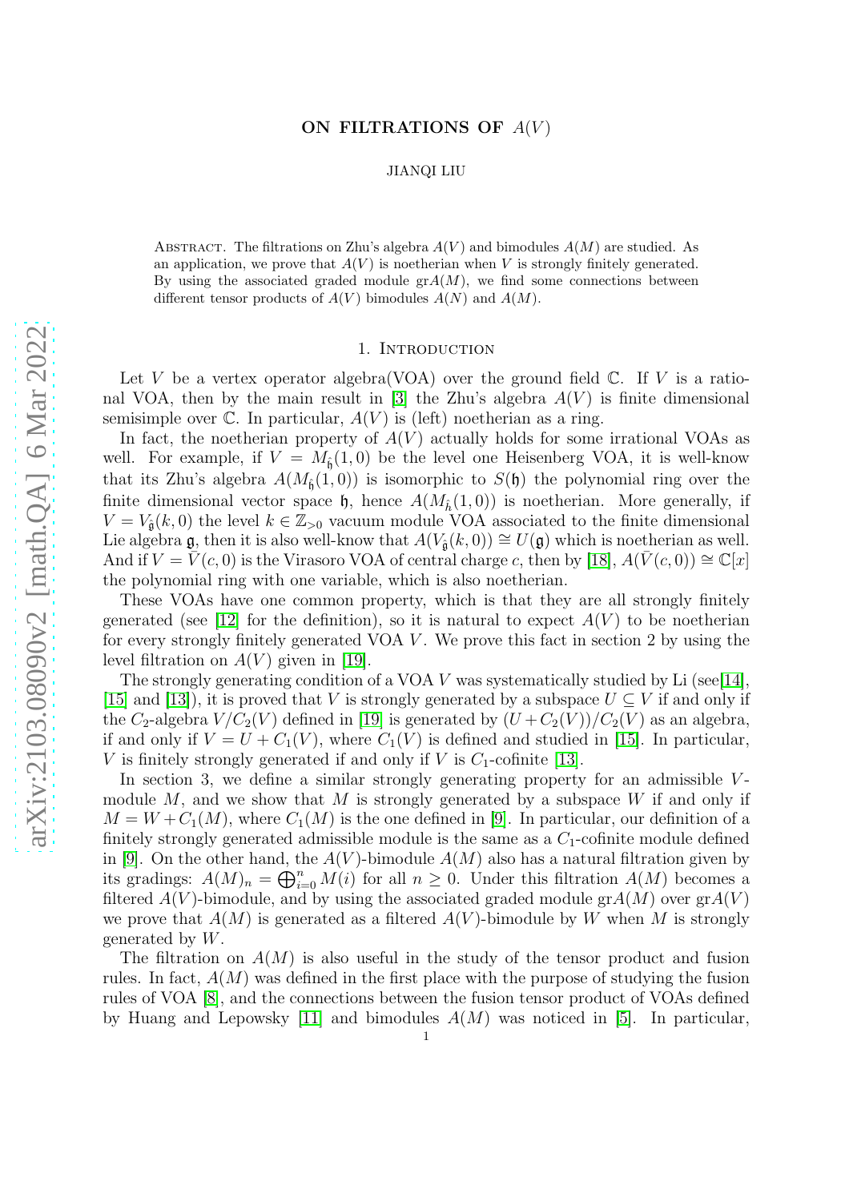# ON FILTRATIONS OF $A(V)$

JIANQI LIU

Abstract. The filtrations on Zhu's algebra $A(V)$ and bimodules $A(M)$ are studied. As an application, we prove that $A(V)$ is noetherian when $V$ is strongly finitely generated. By using the associated graded module $\mathrm{gr}A(M)$, we find some connections between different tensor products of $A(V)$ bimodules $A(N)$ and $A(M)$.

## 1. Introduction

Let $V$ be a vertex operator algebra(VOA) over the ground field $\mathbb{C}$. If $V$ is a rational VOA, then by the main result in [3] the Zhu's algebra $A(V)$ is finite dimensional semisimple over $\mathbb{C}$. In particular, $A(V)$ is (left) noetherian as a ring.

In fact, the noetherian property of $A(V)$ actually holds for some irrational VOAs as well. For example, if $V = M_{\hat{\mathfrak{h}}}(1,0)$ be the level one Heisenberg VOA, it is well-know that its Zhu's algebra $A(M_{\hat{\mathfrak{h}}}(1,0))$ is isomorphic to $S(\mathfrak{h})$ the polynomial ring over the finite dimensional vector space $\mathfrak{h}$, hence $A(M_{\hat{h}}(1,0))$ is noetherian. More generally, if $V = V_{\hat{\mathfrak{g}}}(k,0)$ the level $k \in \mathbb{Z}_{>0}$ vacuum module VOA associated to the finite dimensional Lie algebra $\mathfrak{g}$, then it is also well-know that $A(V_{\hat{\mathfrak{g}}}(k,0)) \cong U(\mathfrak{g})$ which is noetherian as well. And if $V = \bar{V}(c,0)$ is the Virasoro VOA of central charge $c$, then by [18], $A(\bar{V}(c,0)) \cong \mathbb{C}[x]$ the polynomial ring with one variable, which is also noetherian.

These VOAs have one common property, which is that they are all strongly finitely generated (see [12] for the definition), so it is natural to expect $A(V)$ to be noetherian for every strongly finitely generated VOA $V$. We prove this fact in section 2 by using the level filtration on $A(V)$ given in [19].

The strongly generating condition of a VOA $V$ was systematically studied by Li (see[14], [15] and [13]), it is proved that $V$ is strongly generated by a subspace $U \subseteq V$ if and only if the $C_2$-algebra $V/C_2(V)$ defined in [19] is generated by $(U + C_2(V))/C_2(V)$ as an algebra, if and only if $V = U + C_1(V)$, where $C_1(V)$ is defined and studied in [15]. In particular, $V$ is finitely strongly generated if and only if $V$ is $C_1$-cofinite [13].

In section 3, we define a similar strongly generating property for an admissible $V$-module $M$, and we show that $M$ is strongly generated by a subspace $W$ if and only if $M = W + C_1(M)$, where $C_1(M)$ is the one defined in [9]. In particular, our definition of a finitely strongly generated admissible module is the same as a $C_1$-cofinite module defined in [9]. On the other hand, the $A(V)$-bimodule $A(M)$ also has a natural filtration given by its gradings: $A(M)_n = \bigoplus_{i=0}^{n} M(i)$ for all $n \geq 0$. Under this filtration $A(M)$ becomes a filtered $A(V)$-bimodule, and by using the associated graded module $\mathrm{gr}A(M)$ over $\mathrm{gr}A(V)$ we prove that $A(M)$ is generated as a filtered $A(V)$-bimodule by $W$ when $M$ is strongly generated by $W$.

The filtration on $A(M)$ is also useful in the study of the tensor product and fusion rules. In fact, $A(M)$ was defined in the first place with the purpose of studying the fusion rules of VOA [8], and the connections between the fusion tensor product of VOAs defined by Huang and Lepowsky [11] and bimodules $A(M)$ was noticed in [5]. In particular,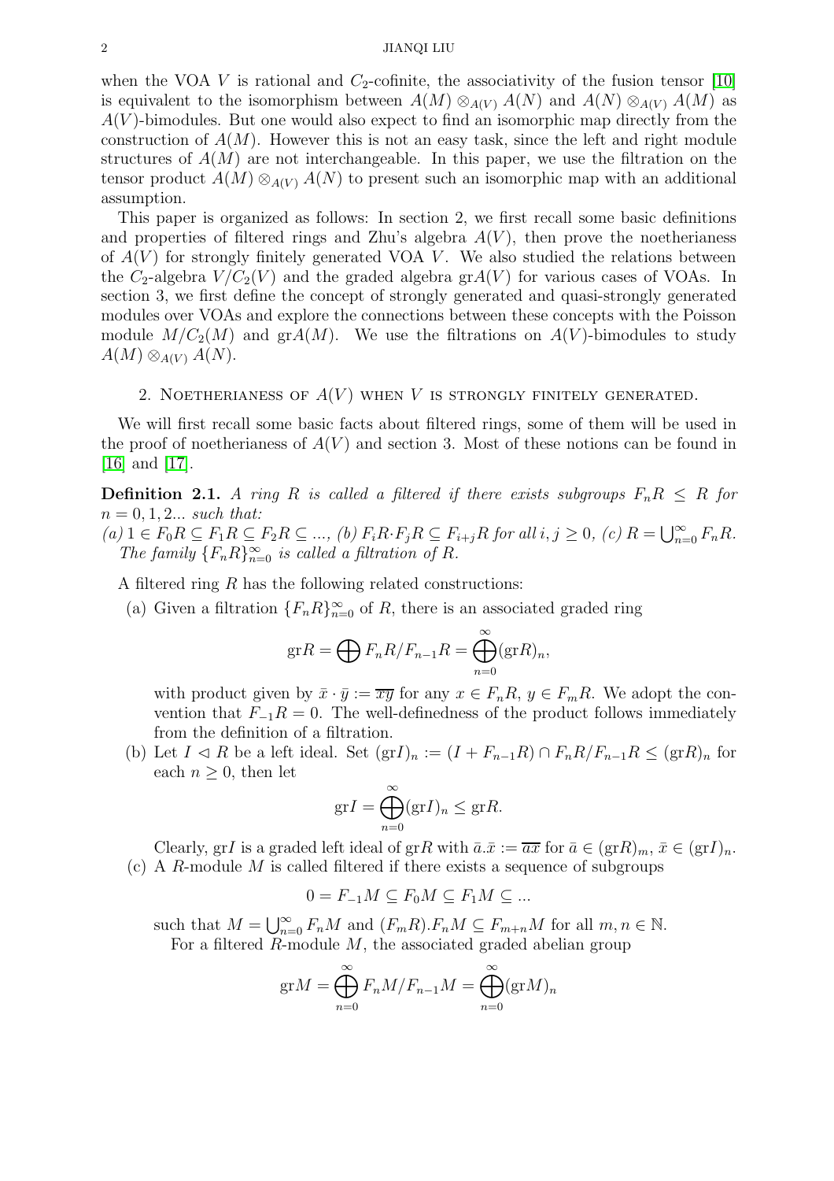when the VOA $V$ is rational and $C_2$-cofinite, the associativity of the fusion tensor [10] is equivalent to the isomorphism between $A(M) \otimes_{A(V)} A(N)$ and $A(N) \otimes_{A(V)} A(M)$ as $A(V)$-bimodules. But one would also expect to find an isomorphic map directly from the construction of $A(M)$. However this is not an easy task, since the left and right module structures of $A(M)$ are not interchangeable. In this paper, we use the filtration on the tensor product $A(M) \otimes_{A(V)} A(N)$ to present such an isomorphic map with an additional assumption.

This paper is organized as follows: In section 2, we first recall some basic definitions and properties of filtered rings and Zhu's algebra $A(V)$, then prove the noetherianess of $A(V)$ for strongly finitely generated VOA $V$. We also studied the relations between the $C_2$-algebra $V/C_2(V)$ and the graded algebra $\mathrm{gr}A(V)$ for various cases of VOAs. In section 3, we first define the concept of strongly generated and quasi-strongly generated modules over VOAs and explore the connections between these concepts with the Poisson module $M/C_2(M)$ and $\mathrm{gr}A(M)$. We use the filtrations on $A(V)$-bimodules to study $A(M) \otimes_{A(V)} A(N)$.

## 2. Noetherianess of $A(V)$ when $V$ is strongly finitely generated.

We will first recall some basic facts about filtered rings, some of them will be used in the proof of noetherianess of $A(V)$ and section 3. Most of these notions can be found in [16] and [17].

**Definition 2.1.** *A ring $R$ is called a filtered if there exists subgroups $F_nR \leq R$ for $n = 0, 1, 2...$ such that:*
*(a) $1 \in F_0R \subseteq F_1R \subseteq F_2R \subseteq ...$, (b) $F_iR \cdot F_jR \subseteq F_{i+j}R$ for all $i, j \geq 0$, (c) $R = \bigcup_{n=0}^{\infty} F_nR$. The family $\{F_nR\}_{n=0}^{\infty}$ is called a filtration of $R$.*

A filtered ring $R$ has the following related constructions:

(a) Given a filtration $\{F_nR\}_{n=0}^{\infty}$ of $R$, there is an associated graded ring

$$\mathrm{gr}R = \bigoplus F_nR/F_{n-1}R = \bigoplus_{n=0}^{\infty} (\mathrm{gr}R)_n,$$

with product given by $\bar{x} \cdot \bar{y} := \overline{xy}$ for any $x \in F_nR$, $y \in F_mR$. We adopt the convention that $F_{-1}R = 0$. The well-definedness of the product follows immediately from the definition of a filtration.

(b) Let $I \lhd R$ be a left ideal. Set $(\mathrm{gr}I)_n := (I + F_{n-1}R) \cap F_nR/F_{n-1}R \leq (\mathrm{gr}R)_n$ for each $n \geq 0$, then let

$$\mathrm{gr}I = \bigoplus_{n=0}^{\infty} (\mathrm{gr}I)_n \leq \mathrm{gr}R.$$

Clearly, $\mathrm{gr}I$ is a graded left ideal of $\mathrm{gr}R$ with $\bar{a}.\bar{x} := \overline{ax}$ for $\bar{a} \in (\mathrm{gr}R)_m$, $\bar{x} \in (\mathrm{gr}I)_n$.

(c) A $R$-module $M$ is called filtered if there exists a sequence of subgroups

$$0 = F_{-1}M \subseteq F_0M \subseteq F_1M \subseteq ...$$

such that $M = \bigcup_{n=0}^{\infty} F_nM$ and $(F_mR).F_nM \subseteq F_{m+n}M$ for all $m, n \in \mathbb{N}$.
For a filtered $R$-module $M$, the associated graded abelian group

$$\mathrm{gr}M = \bigoplus_{n=0}^{\infty} F_nM/F_{n-1}M = \bigoplus_{n=0}^{\infty} (\mathrm{gr}M)_n$$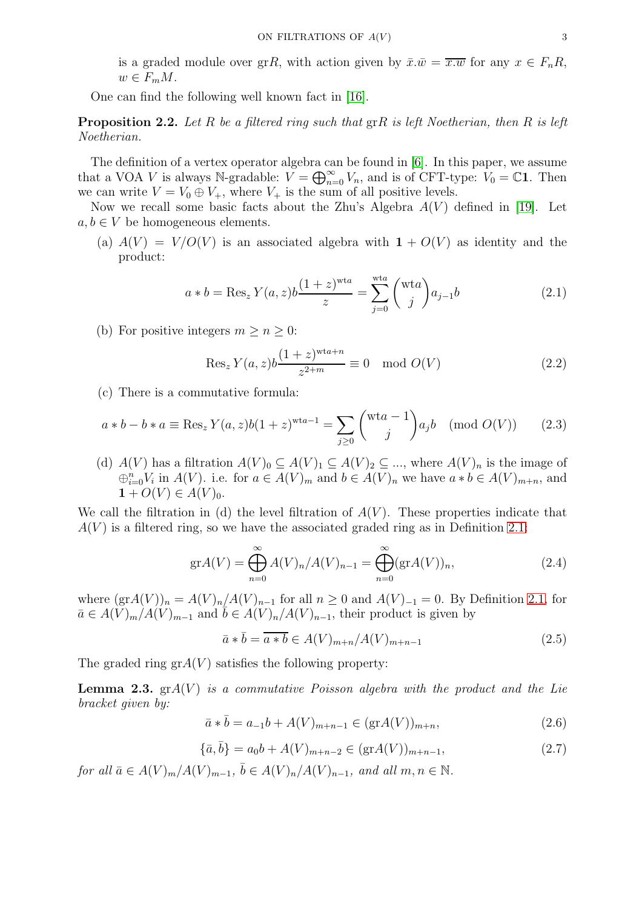is a graded module over $\mathrm{gr}R$, with action given by $\bar{x}.\bar{w} = \overline{x.w}$ for any $x \in F_nR$, $w \in F_mM$.

One can find the following well known fact in [16].

**Proposition 2.2.** *Let $R$ be a filtered ring such that $\mathrm{gr}R$ is left Noetherian, then $R$ is left Noetherian.*

The definition of a vertex operator algebra can be found in [6]. In this paper, we assume that a VOA $V$ is always $\mathbb{N}$-gradable: $V = \bigoplus_{n=0}^{\infty} V_n$, and is of CFT-type: $V_0 = \mathbb{C}\mathbf{1}$. Then we can write $V = V_0 \oplus V_+$, where $V_+$ is the sum of all positive levels.

Now we recall some basic facts about the Zhu's Algebra $A(V)$ defined in [19]. Let $a, b \in V$ be homogeneous elements.

(a) $A(V) = V/O(V)$ is an associated algebra with $\mathbf{1} + O(V)$ as identity and the product:

$$a * b = \mathrm{Res}_z\, Y(a,z)b\frac{(1+z)^{\mathrm{wt}a}}{z} = \sum_{j=0}^{\mathrm{wt}a} \binom{\mathrm{wt}a}{j} a_{j-1}b \tag{2.1}$$

(b) For positive integers $m \geq n \geq 0$:

$$\mathrm{Res}_z\, Y(a,z)b\frac{(1+z)^{\mathrm{wt}a+n}}{z^{2+m}} \equiv 0 \mod O(V) \tag{2.2}$$

(c) There is a commutative formula:

$$a * b - b * a \equiv \mathrm{Res}_z\, Y(a,z)b(1+z)^{\mathrm{wt}a-1} = \sum_{j\geq 0} \binom{\mathrm{wt}a-1}{j} a_j b \pmod{O(V)} \tag{2.3}$$

(d) $A(V)$ has a filtration $A(V)_0 \subseteq A(V)_1 \subseteq A(V)_2 \subseteq \ldots$, where $A(V)_n$ is the image of $\oplus_{i=0}^{n} V_i$ in $A(V)$. i.e. for $a \in A(V)_m$ and $b \in A(V)_n$ we have $a * b \in A(V)_{m+n}$, and $\mathbf{1} + O(V) \in A(V)_0$.

We call the filtration in (d) the level filtration of $A(V)$. These properties indicate that $A(V)$ is a filtered ring, so we have the associated graded ring as in Definition 2.1:

$$\mathrm{gr}A(V) = \bigoplus_{n=0}^{\infty} A(V)_n/A(V)_{n-1} = \bigoplus_{n=0}^{\infty} (\mathrm{gr}A(V))_n, \tag{2.4}$$

where $(\mathrm{gr}A(V))_n = A(V)_n/A(V)_{n-1}$ for all $n \geq 0$ and $A(V)_{-1} = 0$. By Definition 2.1, for $\bar{a} \in A(V)_m/A(V)_{m-1}$ and $\bar{b} \in A(V)_n/A(V)_{n-1}$, their product is given by

$$\bar{a} * \bar{b} = \overline{a * b} \in A(V)_{m+n}/A(V)_{m+n-1} \tag{2.5}$$

The graded ring $\mathrm{gr}A(V)$ satisfies the following property:

**Lemma 2.3.** *$\mathrm{gr}A(V)$ is a commutative Poisson algebra with the product and the Lie bracket given by:*

$$\bar{a} * \bar{b} = a_{-1}b + A(V)_{m+n-1} \in (\mathrm{gr}A(V))_{m+n}, \tag{2.6}$$

$$\{\bar{a}, \bar{b}\} = a_0 b + A(V)_{m+n-2} \in (\mathrm{gr}A(V))_{m+n-1}, \tag{2.7}$$

*for all $\bar{a} \in A(V)_m/A(V)_{m-1}$, $\bar{b} \in A(V)_n/A(V)_{n-1}$, and all $m, n \in \mathbb{N}$.*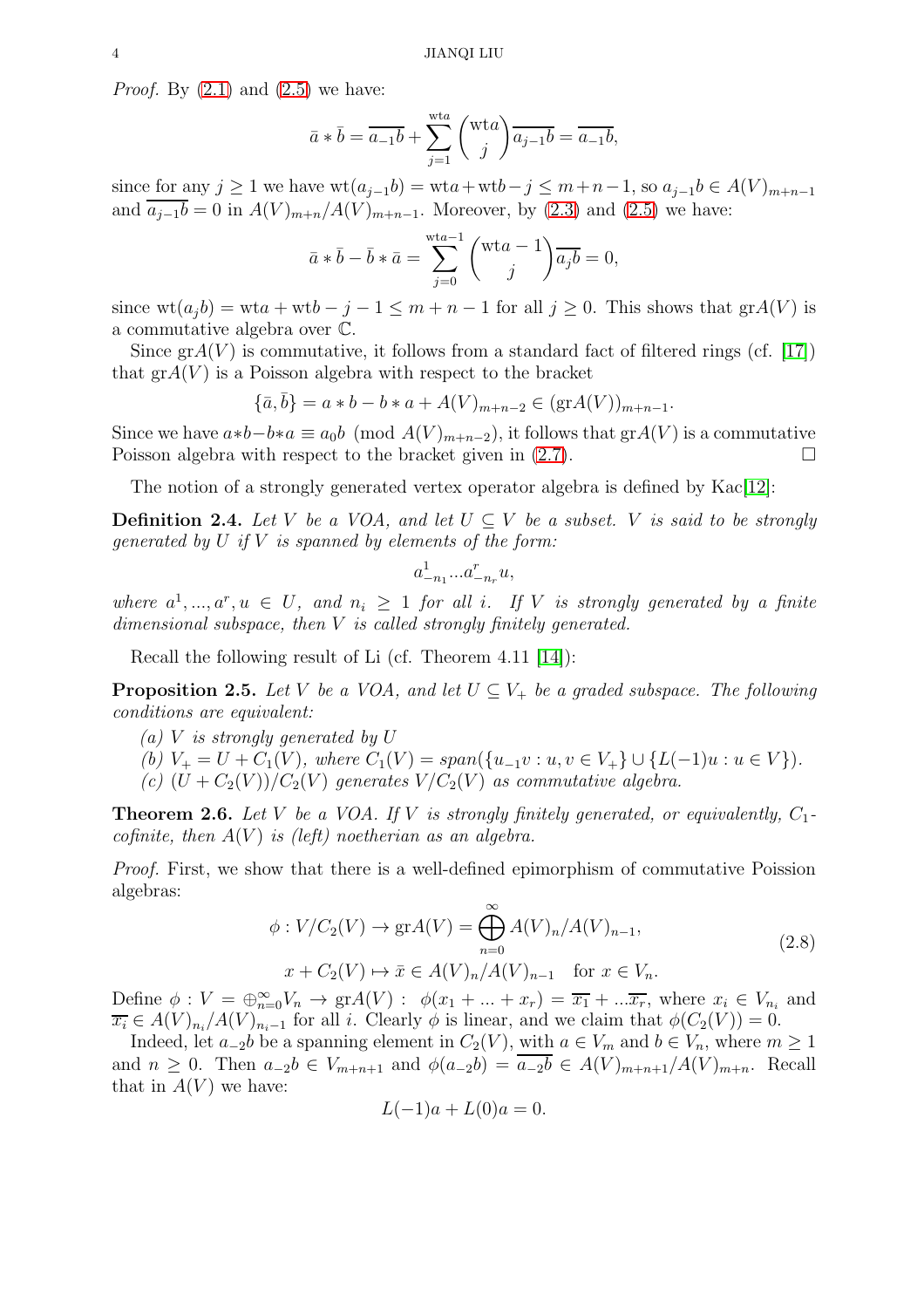*Proof.* By (2.1) and (2.5) we have:

$$\bar{a} * \bar{b} = \overline{a_{-1}b} + \sum_{j=1}^{\text{wt}a} \binom{\text{wt}a}{j} \overline{a_{j-1}b} = \overline{a_{-1}b},$$

since for any $j \geq 1$ we have $\text{wt}(a_{j-1}b) = \text{wt}a + \text{wt}b - j \leq m+n-1$, so $a_{j-1}b \in A(V)_{m+n-1}$ and $\overline{a_{j-1}b} = 0$ in $A(V)_{m+n}/A(V)_{m+n-1}$. Moreover, by (2.3) and (2.5) we have:

$$\bar{a} * \bar{b} - \bar{b} * \bar{a} = \sum_{j=0}^{\text{wt}a-1} \binom{\text{wt}a-1}{j} \overline{a_j b} = 0,$$

since $\text{wt}(a_j b) = \text{wt}a + \text{wt}b - j - 1 \leq m+n-1$ for all $j \geq 0$. This shows that $\text{gr}A(V)$ is a commutative algebra over $\mathbb{C}$.

Since $\text{gr}A(V)$ is commutative, it follows from a standard fact of filtered rings (cf. [17]) that $\text{gr}A(V)$ is a Poisson algebra with respect to the bracket

$$\{\bar{a}, \bar{b}\} = a * b - b * a + A(V)_{m+n-2} \in (\text{gr}A(V))_{m+n-1}.$$

Since we have $a*b-b*a \equiv a_0 b \pmod{A(V)_{m+n-2}}$, it follows that $\text{gr}A(V)$ is a commutative Poisson algebra with respect to the bracket given in (2.7). $\square$

The notion of a strongly generated vertex operator algebra is defined by Kac[12]:

**Definition 2.4.** *Let $V$ be a VOA, and let $U \subseteq V$ be a subset. $V$ is said to be strongly generated by $U$ if $V$ is spanned by elements of the form:*

$$a^1_{-n_1} \ldots a^r_{-n_r} u,$$

*where $a^1, \ldots, a^r, u \in U$, and $n_i \geq 1$ for all $i$. If $V$ is strongly generated by a finite dimensional subspace, then $V$ is called strongly finitely generated.*

Recall the following result of Li (cf. Theorem 4.11 [14]):

**Proposition 2.5.** *Let $V$ be a VOA, and let $U \subseteq V_+$ be a graded subspace. The following conditions are equivalent:*

*(a) $V$ is strongly generated by $U$*

*(b) $V_+ = U + C_1(V)$, where $C_1(V) = \text{span}(\{u_{-1}v : u, v \in V_+\} \cup \{L(-1)u : u \in V\})$.*

*(c) $(U + C_2(V))/C_2(V)$ generates $V/C_2(V)$ as commutative algebra.*

**Theorem 2.6.** *Let $V$ be a VOA. If $V$ is strongly finitely generated, or equivalently, $C_1$-cofinite, then $A(V)$ is (left) noetherian as an algebra.*

*Proof.* First, we show that there is a well-defined epimorphism of commutative Poission algebras:

$$\begin{aligned} \phi : V/C_2(V) &\to \text{gr}A(V) = \bigoplus_{n=0}^{\infty} A(V)_n/A(V)_{n-1}, \\ x + C_2(V) &\mapsto \bar{x} \in A(V)_n/A(V)_{n-1} \quad \text{for } x \in V_n. \end{aligned} \tag{2.8}$$

Define $\phi : V = \oplus_{n=0}^{\infty} V_n \to \text{gr}A(V) : \ \phi(x_1 + \ldots + x_r) = \overline{x_1} + \ldots \overline{x_r}$, where $x_i \in V_{n_i}$ and $\overline{x_i} \in A(V)_{n_i}/A(V)_{n_i-1}$ for all $i$. Clearly $\phi$ is linear, and we claim that $\phi(C_2(V)) = 0$.

Indeed, let $a_{-2}b$ be a spanning element in $C_2(V)$, with $a \in V_m$ and $b \in V_n$, where $m \geq 1$ and $n \geq 0$. Then $a_{-2}b \in V_{m+n+1}$ and $\phi(a_{-2}b) = \overline{a_{-2}b} \in A(V)_{m+n+1}/A(V)_{m+n}$. Recall that in $A(V)$ we have:

$$L(-1)a + L(0)a = 0.$$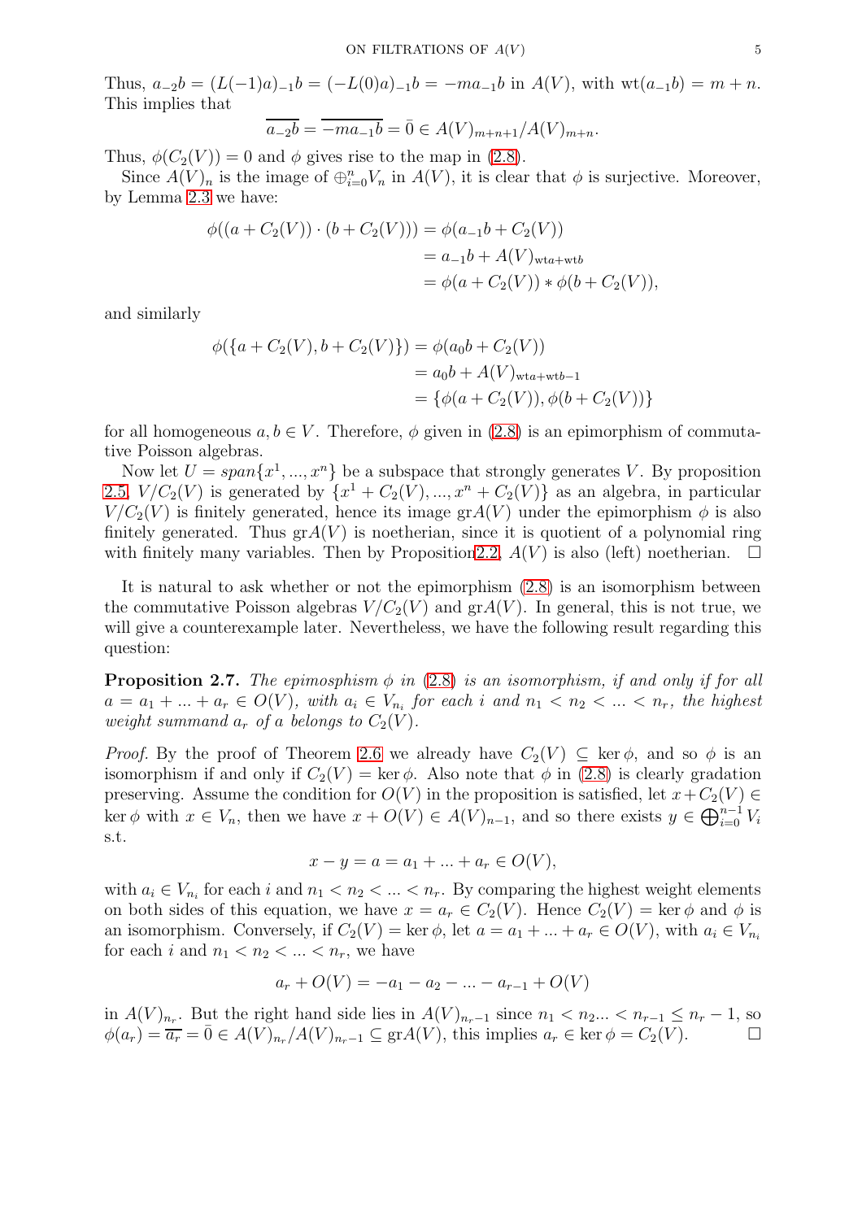Thus, $a_{-2}b = (L(-1)a)_{-1}b = (-L(0)a)_{-1}b = -ma_{-1}b$ in $A(V)$, with $\mathrm{wt}(a_{-1}b) = m+n$. This implies that

$$\overline{a_{-2}b} = \overline{-ma_{-1}b} = \bar{0} \in A(V)_{m+n+1}/A(V)_{m+n}.$$

Thus, $\phi(C_2(V)) = 0$ and $\phi$ gives rise to the map in (2.8).

Since $A(V)_n$ is the image of $\oplus_{i=0}^n V_n$ in $A(V)$, it is clear that $\phi$ is surjective. Moreover, by Lemma 2.3 we have:

$$\begin{aligned}
\phi((a + C_2(V)) \cdot (b + C_2(V))) &= \phi(a_{-1}b + C_2(V)) \\
&= a_{-1}b + A(V)_{\mathrm{wt}a+\mathrm{wt}b} \\
&= \phi(a + C_2(V)) * \phi(b + C_2(V)),
\end{aligned}$$

and similarly

$$\begin{aligned}
\phi(\{a + C_2(V), b + C_2(V)\}) &= \phi(a_0 b + C_2(V)) \\
&= a_0 b + A(V)_{\mathrm{wt}a+\mathrm{wt}b-1} \\
&= \{\phi(a + C_2(V)), \phi(b + C_2(V))\}
\end{aligned}$$

for all homogeneous $a, b \in V$. Therefore, $\phi$ given in (2.8) is an epimorphism of commutative Poisson algebras.

Now let $U = span\{x^1, ..., x^n\}$ be a subspace that strongly generates $V$. By proposition 2.5, $V/C_2(V)$ is generated by $\{x^1 + C_2(V), ..., x^n + C_2(V)\}$ as an algebra, in particular $V/C_2(V)$ is finitely generated, hence its image $\mathrm{gr}A(V)$ under the epimorphism $\phi$ is also finitely generated. Thus $\mathrm{gr}A(V)$ is noetherian, since it is quotient of a polynomial ring with finitely many variables. Then by Proposition2.2, $A(V)$ is also (left) noetherian. $\square$

It is natural to ask whether or not the epimorphism (2.8) is an isomorphism between the commutative Poisson algebras $V/C_2(V)$ and $\mathrm{gr}A(V)$. In general, this is not true, we will give a counterexample later. Nevertheless, we have the following result regarding this question:

**Proposition 2.7.** *The epimosphism $\phi$ in (2.8) is an isomorphism, if and only if for all $a = a_1 + ... + a_r \in O(V)$, with $a_i \in V_{n_i}$ for each $i$ and $n_1 < n_2 < ... < n_r$, the highest weight summand $a_r$ of $a$ belongs to $C_2(V)$.*

*Proof.* By the proof of Theorem 2.6 we already have $C_2(V) \subseteq \ker\phi$, and so $\phi$ is an isomorphism if and only if $C_2(V) = \ker\phi$. Also note that $\phi$ in (2.8) is clearly gradation preserving. Assume the condition for $O(V)$ in the proposition is satisfied, let $x + C_2(V) \in \ker\phi$ with $x \in V_n$, then we have $x + O(V) \in A(V)_{n-1}$, and so there exists $y \in \bigoplus_{i=0}^{n-1} V_i$ s.t.

$$x - y = a = a_1 + ... + a_r \in O(V),$$

with $a_i \in V_{n_i}$ for each $i$ and $n_1 < n_2 < ... < n_r$. By comparing the highest weight elements on both sides of this equation, we have $x = a_r \in C_2(V)$. Hence $C_2(V) = \ker\phi$ and $\phi$ is an isomorphism. Conversely, if $C_2(V) = \ker\phi$, let $a = a_1 + ... + a_r \in O(V)$, with $a_i \in V_{n_i}$ for each $i$ and $n_1 < n_2 < ... < n_r$, we have

$$a_r + O(V) = -a_1 - a_2 - ... - a_{r-1} + O(V)$$

in $A(V)_{n_r}$. But the right hand side lies in $A(V)_{n_r-1}$ since $n_1 < n_2 ... < n_{r-1} \le n_r - 1$, so $\phi(a_r) = \overline{a_r} = \bar{0} \in A(V)_{n_r}/A(V)_{n_r-1} \subseteq \mathrm{gr}A(V)$, this implies $a_r \in \ker\phi = C_2(V)$. $\square$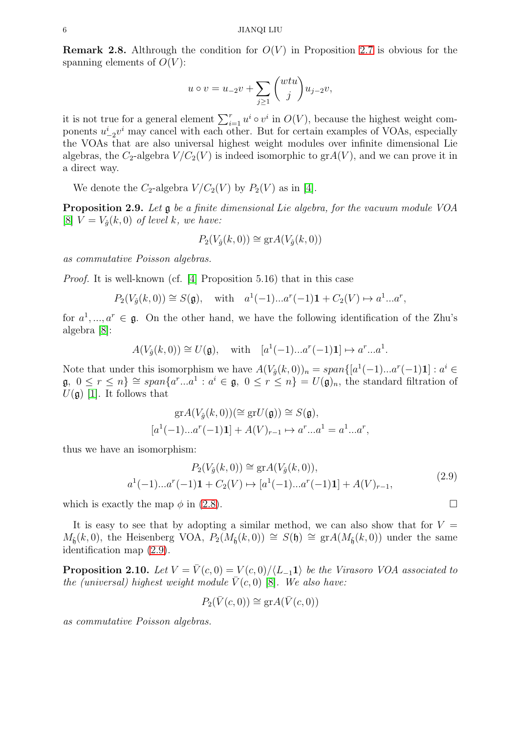**Remark 2.8.** Althrough the condition for $O(V)$ in Proposition 2.7 is obvious for the spanning elements of $O(V)$:

$$u \circ v = u_{-2}v + \sum_{j\geq 1} \binom{wtu}{j} u_{j-2}v,$$

it is not true for a general element $\sum_{i=1}^{r} u^i \circ v^i$ in $O(V)$, because the highest weight components $u_{-2}^i v^i$ may cancel with each other. But for certain examples of VOAs, especially the VOAs that are also universal highest weight modules over infinite dimensional Lie algebras, the $C_2$-algebra $V/C_2(V)$ is indeed isomorphic to $\mathrm{gr}A(V)$, and we can prove it in a direct way.

We denote the $C_2$-algebra $V/C_2(V)$ by $P_2(V)$ as in [4].

**Proposition 2.9.** *Let $\mathfrak{g}$ be a finite dimensional Lie algebra, for the vacuum module VOA [8] $V = V_{\hat{g}}(k, 0)$ of level $k$, we have:*

$$P_2(V_{\hat{g}}(k, 0)) \cong \mathrm{gr}A(V_{\hat{g}}(k, 0))$$

*as commutative Poisson algebras.*

*Proof.* It is well-known (cf. [4] Proposition 5.16) that in this case

$$P_2(V_{\hat{g}}(k, 0)) \cong S(\mathfrak{g}), \quad \text{with} \quad a^1(-1)...a^r(-1)\mathbf{1} + C_2(V) \mapsto a^1...a^r,$$

for $a^1, ..., a^r \in \mathfrak{g}$. On the other hand, we have the following identification of the Zhu's algebra [8]:

$$A(V_{\hat{g}}(k, 0)) \cong U(\mathfrak{g}), \quad \text{with} \quad [a^1(-1)...a^r(-1)\mathbf{1}] \mapsto a^r...a^1.$$

Note that under this isomorphism we have $A(V_{\hat{g}}(k, 0))_n = span\{[a^1(-1)...a^r(-1)\mathbf{1}] : a^i \in \mathfrak{g},\ 0 \leq r \leq n\} \cong span\{a^r...a^1 : a^i \in \mathfrak{g},\ 0 \leq r \leq n\} = U(\mathfrak{g})_n$, the standard filtration of $U(\mathfrak{g})$ [1]. It follows that

$$\mathrm{gr}A(V_{\hat{g}}(k, 0))(\cong \mathrm{gr}U(\mathfrak{g})) \cong S(\mathfrak{g}),$$
$$[a^1(-1)...a^r(-1)\mathbf{1}] + A(V)_{r-1} \mapsto a^r...a^1 = a^1...a^r,$$

thus we have an isomorphism:

$$\begin{aligned} &P_2(V_{\hat{g}}(k, 0)) \cong \mathrm{gr}A(V_{\hat{g}}(k, 0)), \\ &a^1(-1)...a^r(-1)\mathbf{1} + C_2(V) \mapsto [a^1(-1)...a^r(-1)\mathbf{1}] + A(V)_{r-1}, \end{aligned} \tag{2.9}$$

which is exactly the map $\phi$ in (2.8). $\square$

It is easy to see that by adopting a similar method, we can also show that for $V = M_{\hat{\mathfrak{h}}}(k, 0)$, the Heisenberg VOA, $P_2(M_{\hat{\mathfrak{h}}}(k, 0)) \cong S(\mathfrak{h}) \cong \mathrm{gr}A(M_{\hat{\mathfrak{h}}}(k, 0))$ under the same identification map (2.9).

**Proposition 2.10.** *Let $V = \bar{V}(c, 0) = V(c, 0)/\langle L_{-1}\mathbf{1}\rangle$ be the Virasoro VOA associated to the (universal) highest weight module $\bar{V}(c, 0)$ [8]. We also have:*

$$P_2(\bar{V}(c, 0)) \cong \mathrm{gr}A(\bar{V}(c, 0))$$

*as commutative Poisson algebras.*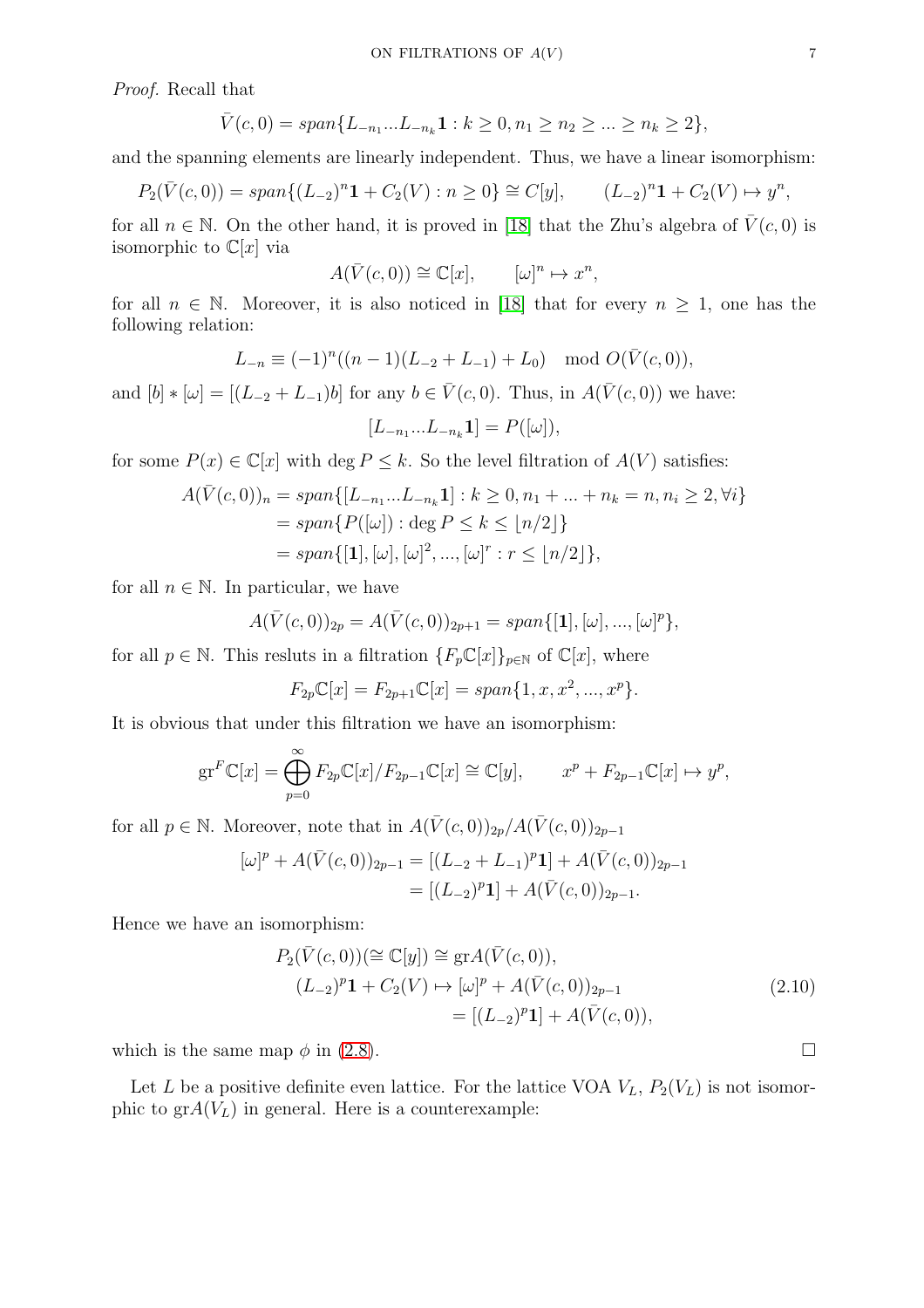*Proof.* Recall that

$$\bar{V}(c,0) = span\{L_{-n_1}...L_{-n_k}\mathbf{1} : k \geq 0, n_1 \geq n_2 \geq ... \geq n_k \geq 2\},$$

and the spanning elements are linearly independent. Thus, we have a linear isomorphism:

$$P_2(\bar{V}(c,0)) = span\{(L_{-2})^n\mathbf{1} + C_2(V) : n \geq 0\} \cong C[y], \qquad (L_{-2})^n\mathbf{1} + C_2(V) \mapsto y^n,$$

for all $n \in \mathbb{N}$. On the other hand, it is proved in [18] that the Zhu's algebra of $\bar{V}(c,0)$ is isomorphic to $\mathbb{C}[x]$ via

$$A(\bar{V}(c,0)) \cong \mathbb{C}[x], \qquad [\omega]^n \mapsto x^n,$$

for all $n \in \mathbb{N}$. Moreover, it is also noticed in [18] that for every $n \geq 1$, one has the following relation:

$$L_{-n} \equiv (-1)^n((n-1)(L_{-2} + L_{-1}) + L_0) \mod O(\bar{V}(c,0)),$$

and $[b] * [\omega] = [(L_{-2} + L_{-1})b]$ for any $b \in \bar{V}(c,0)$. Thus, in $A(\bar{V}(c,0))$ we have:

$$[L_{-n_1}...L_{-n_k}\mathbf{1}] = P([\omega]),$$

for some $P(x) \in \mathbb{C}[x]$ with $\deg P \leq k$. So the level filtration of $A(V)$ satisfies:

$$\begin{aligned} A(\bar{V}(c,0))_n &= span\{[L_{-n_1}...L_{-n_k}\mathbf{1}] : k \geq 0, n_1 + ... + n_k = n, n_i \geq 2, \forall i\} \\ &= span\{P([\omega]) : \deg P \leq k \leq \lfloor n/2 \rfloor\} \\ &= span\{[\mathbf{1}], [\omega], [\omega]^2, ..., [\omega]^r : r \leq \lfloor n/2 \rfloor\}, \end{aligned}$$

for all $n \in \mathbb{N}$. In particular, we have

$$A(\bar{V}(c,0))_{2p} = A(\bar{V}(c,0))_{2p+1} = span\{[\mathbf{1}], [\omega], ..., [\omega]^p\},$$

for all $p \in \mathbb{N}$. This resluts in a filtration $\{F_p\mathbb{C}[x]\}_{p\in\mathbb{N}}$ of $\mathbb{C}[x]$, where

$$F_{2p}\mathbb{C}[x] = F_{2p+1}\mathbb{C}[x] = span\{1, x, x^2, ..., x^p\}.$$

It is obvious that under this filtration we have an isomorphism:

$$\mathrm{gr}^F\mathbb{C}[x] = \bigoplus_{p=0}^{\infty} F_{2p}\mathbb{C}[x]/F_{2p-1}\mathbb{C}[x] \cong \mathbb{C}[y], \qquad x^p + F_{2p-1}\mathbb{C}[x] \mapsto y^p,$$

for all $p \in \mathbb{N}$. Moreover, note that in $A(\bar{V}(c,0))_{2p}/A(\bar{V}(c,0))_{2p-1}$

$$\begin{aligned} [\omega]^p + A(\bar{V}(c,0))_{2p-1} &= [(L_{-2} + L_{-1})^p\mathbf{1}] + A(\bar{V}(c,0))_{2p-1} \\ &= [(L_{-2})^p\mathbf{1}] + A(\bar{V}(c,0))_{2p-1}. \end{aligned}$$

Hence we have an isomorphism:

$$\begin{aligned} P_2(\bar{V}(c,0)) (\cong \mathbb{C}[y]) &\cong \mathrm{gr}A(\bar{V}(c,0)), \\ (L_{-2})^p\mathbf{1} + C_2(V) &\mapsto [\omega]^p + A(\bar{V}(c,0))_{2p-1} \\ &= [(L_{-2})^p\mathbf{1}] + A(\bar{V}(c,0)), \end{aligned} \tag{2.10}$$

which is the same map $\phi$ in (2.8). $\square$

Let $L$ be a positive definite even lattice. For the lattice VOA $V_L$, $P_2(V_L)$ is not isomorphic to $\mathrm{gr}A(V_L)$ in general. Here is a counterexample: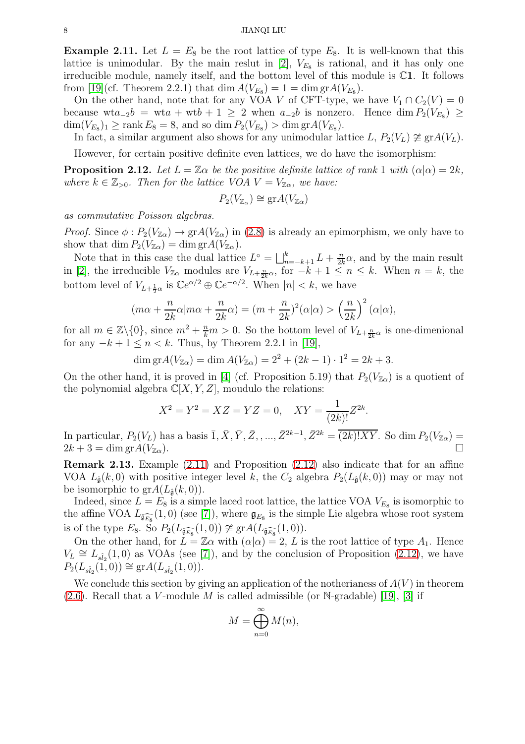**Example 2.11.** Let $L = E_8$ be the root lattice of type $E_8$. It is well-known that this lattice is unimodular. By the main reslut in [2], $V_{E_8}$ is rational, and it has only one irreducible module, namely itself, and the bottom level of this module is $\mathbb{C}\mathbf{1}$. It follows from [19](cf. Theorem 2.2.1) that $\dim A(V_{E_8}) = 1 = \dim \mathrm{gr}A(V_{E_8})$.

On the other hand, note that for any VOA $V$ of CFT-type, we have $V_1 \cap C_2(V) = 0$ because $\mathrm{wt} a_{-2}b = \mathrm{wt}a + \mathrm{wt}b + 1 \geq 2$ when $a_{-2}b$ is nonzero. Hence $\dim P_2(V_{E_8}) \geq \dim(V_{E_8})_1 \geq \mathrm{rank}\, E_8 = 8$, and so $\dim P_2(V_{E_8}) > \dim \mathrm{gr}A(V_{E_8})$.

In fact, a similar argument also shows for any unimodular lattice $L$, $P_2(V_L) \not\cong \mathrm{gr}A(V_L)$.

However, for certain positive definite even lattices, we do have the isomorphism:

**Proposition 2.12.** *Let $L = \mathbb{Z}\alpha$ be the positive definite lattice of rank 1 with $(\alpha|\alpha) = 2k$, where $k \in \mathbb{Z}_{>0}$. Then for the lattice VOA $V = V_{\mathbb{Z}\alpha}$, we have:*

$$P_2(V_{\mathbb{Z}_\alpha}) \cong \mathrm{gr}A(V_{\mathbb{Z}\alpha})$$

*as commutative Poisson algebras.*

*Proof.* Since $\phi : P_2(V_{\mathbb{Z}\alpha}) \to \mathrm{gr}A(V_{\mathbb{Z}\alpha})$ in (2.8) is already an epimorphism, we only have to show that $\dim P_2(V_{\mathbb{Z}\alpha}) = \dim \mathrm{gr}A(V_{\mathbb{Z}\alpha})$.

Note that in this case the dual lattice $L^\circ = \bigsqcup_{n=-k+1}^{k} L + \frac{n}{2k}\alpha$, and by the main result in [2], the irreducible $V_{\mathbb{Z}\alpha}$ modules are $V_{L+\frac{n}{2k}\alpha}$, for $-k+1 \leq n \leq k$. When $n = k$, the bottom level of $V_{L+\frac{1}{2}\alpha}$ is $\mathbb{C}e^{\alpha/2} \oplus \mathbb{C}e^{-\alpha/2}$. When $|n| < k$, we have

$$(m\alpha + \frac{n}{2k}\alpha | m\alpha + \frac{n}{2k}\alpha) = (m + \frac{n}{2k})^2(\alpha|\alpha) > \left(\frac{n}{2k}\right)^2 (\alpha|\alpha),$$

for all $m \in \mathbb{Z}\backslash\{0\}$, since $m^2 + \frac{n}{k}m > 0$. So the bottom level of $V_{L+\frac{n}{2k}\alpha}$ is one-dimenional for any $-k+1 \leq n < k$. Thus, by Theorem 2.2.1 in [19],

$$\dim \mathrm{gr}A(V_{\mathbb{Z}\alpha}) = \dim A(V_{\mathbb{Z}\alpha}) = 2^2 + (2k-1) \cdot 1^2 = 2k + 3.$$

On the other hand, it is proved in [4] (cf. Proposition 5.19) that $P_2(V_{\mathbb{Z}\alpha})$ is a quotient of the polynomial algebra $\mathbb{C}[X, Y, Z]$, moudulo the relations:

$$X^2 = Y^2 = XZ = YZ = 0, \quad XY = \frac{1}{(2k)!}Z^{2k}.$$

In particular, $P_2(V_L)$ has a basis $\bar{1}, \bar{X}, \bar{Y}, \bar{Z}, , ..., \bar{Z}^{2k-1}, \bar{Z}^{2k} = \overline{(2k)!XY}$. So $\dim P_2(V_{\mathbb{Z}\alpha}) = 2k + 3 = \dim \mathrm{gr}A(V_{\mathbb{Z}\alpha})$. $\square$

**Remark 2.13.** Example (2.11) and Proposition (2.12) also indicate that for an affine VOA $L_{\hat{\mathfrak{g}}}(k, 0)$ with positive integer level $k$, the $C_2$ algebra $P_2(L_{\hat{\mathfrak{g}}}(k, 0))$ may or may not be isomorphic to $\mathrm{gr}A(L_{\hat{\mathfrak{g}}}(k, 0))$.

Indeed, since $L = E_8$ is a simple laced root lattice, the lattice VOA $V_{E_8}$ is isomorphic to the affine VOA $L_{\widehat{\mathfrak{g}_{E_8}}}(1, 0)$ (see [7]), where $\mathfrak{g}_{E_8}$ is the simple Lie algebra whose root system is of the type $E_8$. So $P_2(L_{\widehat{\mathfrak{g}_{E_8}}}(1, 0)) \not\cong \mathrm{gr}A(L_{\widehat{\mathfrak{g}_{E_8}}}(1, 0))$.

On the other hand, for $L = \mathbb{Z}\alpha$ with $(\alpha|\alpha) = 2$, $L$ is the root lattice of type $A_1$. Hence $V_L \cong L_{\hat{sl_2}}(1, 0)$ as VOAs (see [7]), and by the conclusion of Proposition (2.12), we have $P_2(L_{\hat{sl_2}}(1, 0)) \cong \mathrm{gr}A(L_{\hat{sl_2}}(1, 0))$.

We conclude this section by giving an application of the notherianess of $A(V)$ in theorem (2.6). Recall that a $V$-module $M$ is called admissible (or $\mathbb{N}$-gradable) [19], [3] if

$$M = \bigoplus_{n=0}^{\infty} M(n),$$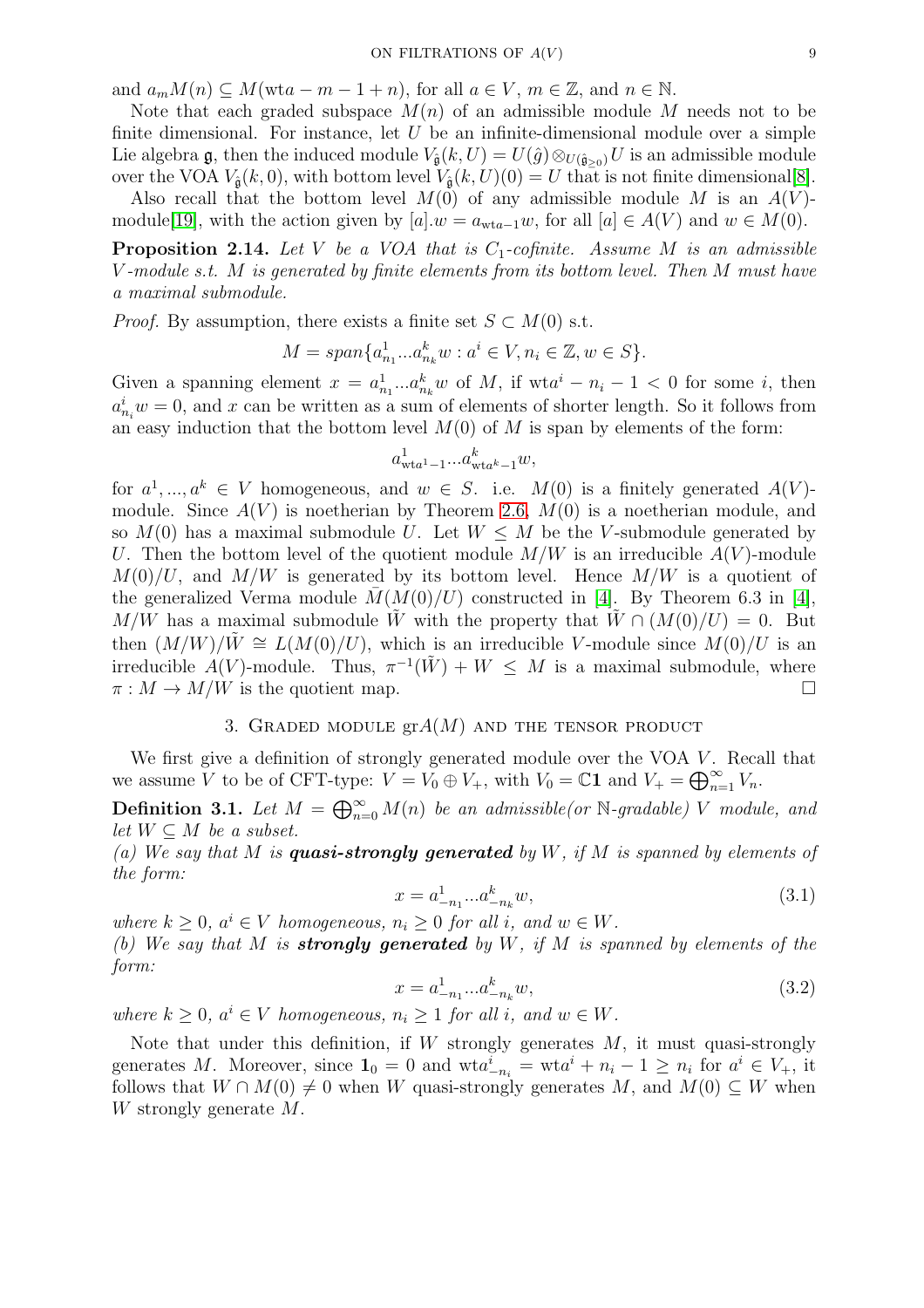and $a_m M(n) \subseteq M(\mathrm{wt}a - m - 1 + n)$, for all $a \in V$, $m \in \mathbb{Z}$, and $n \in \mathbb{N}$.

Note that each graded subspace $M(n)$ of an admissible module $M$ needs not to be finite dimensional. For instance, let $U$ be an infinite-dimensional module over a simple Lie algebra $\mathfrak{g}$, then the induced module $V_{\hat{\mathfrak{g}}}(k, U) = U(\hat{g}) \otimes_{U(\hat{\mathfrak{g}}_{\geq 0})} U$ is an admissible module over the VOA $V_{\hat{\mathfrak{g}}}(k, 0)$, with bottom level $V_{\hat{\mathfrak{g}}}(k, U)(0) = U$ that is not finite dimensional[8].

Also recall that the bottom level $M(0)$ of any admissible module $M$ is an $A(V)$-module[19], with the action given by $[a].w = a_{\mathrm{wt}a-1}w$, for all $[a] \in A(V)$ and $w \in M(0)$.

**Proposition 2.14.** *Let $V$ be a VOA that is $C_1$-cofinite. Assume $M$ is an admissible $V$-module s.t. $M$ is generated by finite elements from its bottom level. Then $M$ must have a maximal submodule.*

*Proof.* By assumption, there exists a finite set $S \subset M(0)$ s.t.

$$M = span\{a^1_{n_1} \ldots a^k_{n_k} w : a^i \in V, n_i \in \mathbb{Z}, w \in S\}.$$

Given a spanning element $x = a^1_{n_1} \ldots a^k_{n_k} w$ of $M$, if $\mathrm{wt}a^i - n_i - 1 < 0$ for some $i$, then $a^i_{n_i} w = 0$, and $x$ can be written as a sum of elements of shorter length. So it follows from an easy induction that the bottom level $M(0)$ of $M$ is span by elements of the form:

$$a^1_{\mathrm{wt}a^1-1} \ldots a^k_{\mathrm{wt}a^k-1} w,$$

for $a^1, \ldots, a^k \in V$ homogeneous, and $w \in S$. i.e. $M(0)$ is a finitely generated $A(V)$-module. Since $A(V)$ is noetherian by Theorem 2.6, $M(0)$ is a noetherian module, and so $M(0)$ has a maximal submodule $U$. Let $W \leq M$ be the $V$-submodule generated by $U$. Then the bottom level of the quotient module $M/W$ is an irreducible $A(V)$-module $M(0)/U$, and $M/W$ is generated by its bottom level. Hence $M/W$ is a quotient of the generalized Verma module $\bar{M}(M(0)/U)$ constructed in [4]. By Theorem 6.3 in [4], $M/W$ has a maximal submodule $\tilde{W}$ with the property that $\tilde{W} \cap (M(0)/U) = 0$. But then $(M/W)/\tilde{W} \cong L(M(0)/U)$, which is an irreducible $V$-module since $M(0)/U$ is an irreducible $A(V)$-module. Thus, $\pi^{-1}(\tilde{W}) + W \leq M$ is a maximal submodule, where $\pi : M \to M/W$ is the quotient map. $\square$

## 3. Graded module $\mathrm{gr}A(M)$ and the tensor product

We first give a definition of strongly generated module over the VOA $V$. Recall that we assume $V$ to be of CFT-type: $V = V_0 \oplus V_+$, with $V_0 = \mathbb{C}\mathbf{1}$ and $V_+ = \bigoplus_{n=1}^{\infty} V_n$.

**Definition 3.1.** *Let $M = \bigoplus_{n=0}^{\infty} M(n)$ be an admissible(or $\mathbb{N}$-gradable) $V$ module, and let $W \subseteq M$ be a subset.*
*(a) We say that $M$ is **quasi-strongly generated** by $W$, if $M$ is spanned by elements of the form:*

$$x = a^1_{-n_1} \ldots a^k_{-n_k} w, \tag{3.1}$$

*where $k \geq 0$, $a^i \in V$ homogeneous, $n_i \geq 0$ for all $i$, and $w \in W$.*
*(b) We say that $M$ is **strongly generated** by $W$, if $M$ is spanned by elements of the form:*

$$x = a^1_{-n_1} \ldots a^k_{-n_k} w, \tag{3.2}$$

*where $k \geq 0$, $a^i \in V$ homogeneous, $n_i \geq 1$ for all $i$, and $w \in W$.*

Note that under this definition, if $W$ strongly generates $M$, it must quasi-strongly generates $M$. Moreover, since $\mathbf{1}_0 = 0$ and $\mathrm{wt}a^i_{-n_i} = \mathrm{wt}a^i + n_i - 1 \geq n_i$ for $a^i \in V_+$, it follows that $W \cap M(0) \neq 0$ when $W$ quasi-strongly generates $M$, and $M(0) \subseteq W$ when $W$ strongly generate $M$.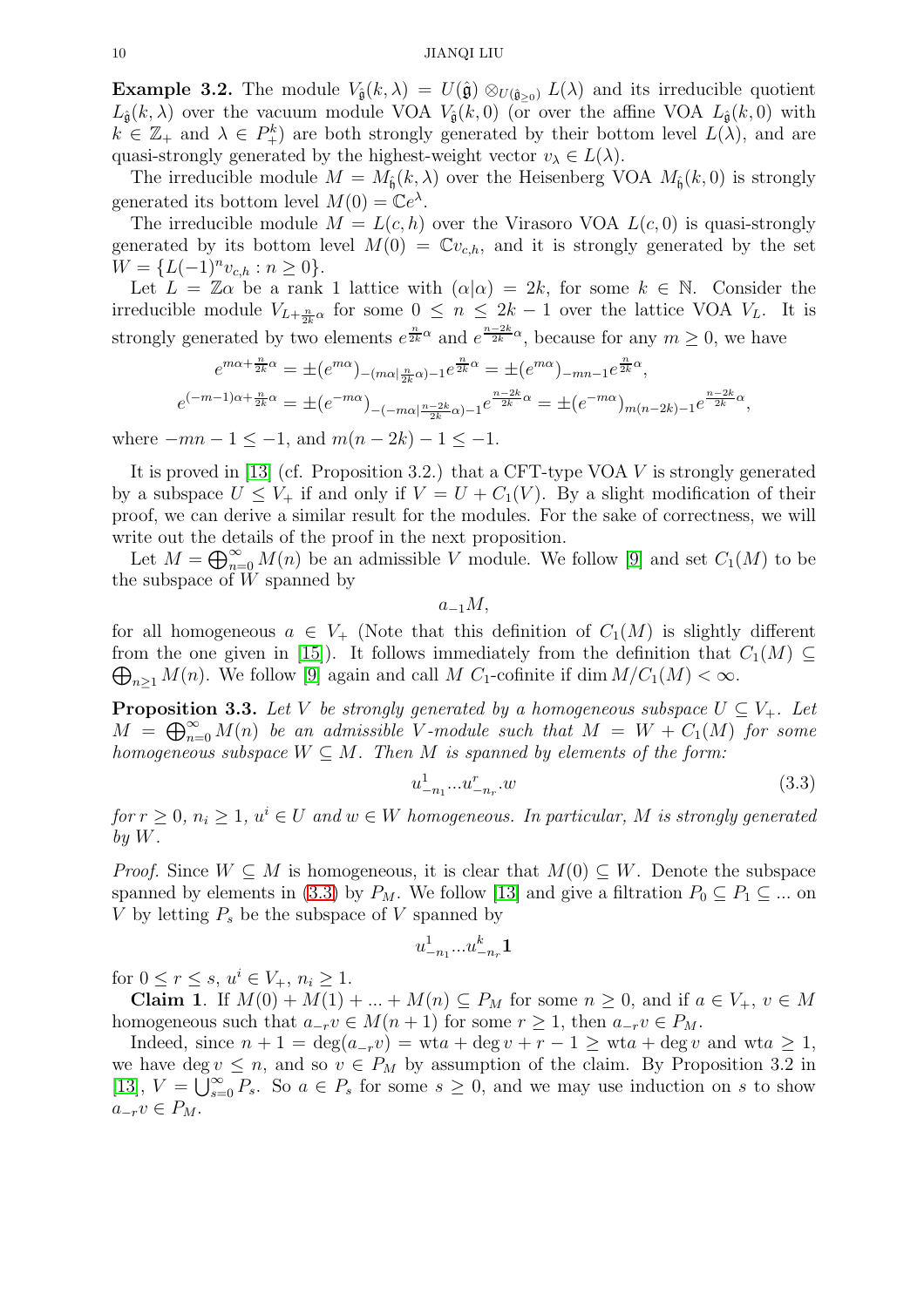**Example 3.2.** The module $V_{\hat{\mathfrak{g}}}(k,\lambda) = U(\hat{\mathfrak{g}}) \otimes_{U(\hat{\mathfrak{g}}_{\geq 0})} L(\lambda)$ and its irreducible quotient $L_{\hat{\mathfrak{g}}}(k,\lambda)$ over the vacuum module VOA $V_{\hat{\mathfrak{g}}}(k,0)$ (or over the affine VOA $L_{\hat{\mathfrak{g}}}(k,0)$ with $k \in \mathbb{Z}_+$ and $\lambda \in P_+^k$) are both strongly generated by their bottom level $L(\lambda)$, and are quasi-strongly generated by the highest-weight vector $v_\lambda \in L(\lambda)$.

The irreducible module $M = M_{\hat{\mathfrak{h}}}(k,\lambda)$ over the Heisenberg VOA $M_{\hat{\mathfrak{h}}}(k,0)$ is strongly generated its bottom level $M(0) = \mathbb{C}e^\lambda$.

The irreducible module $M = L(c,h)$ over the Virasoro VOA $L(c,0)$ is quasi-strongly generated by its bottom level $M(0) = \mathbb{C}v_{c,h}$, and it is strongly generated by the set $W = \{L(-1)^n v_{c,h} : n \geq 0\}$.

Let $L = \mathbb{Z}\alpha$ be a rank 1 lattice with $(\alpha|\alpha) = 2k$, for some $k \in \mathbb{N}$. Consider the irreducible module $V_{L+\frac{n}{2k}\alpha}$ for some $0 \leq n \leq 2k-1$ over the lattice VOA $V_L$. It is strongly generated by two elements $e^{\frac{n}{2k}\alpha}$ and $e^{\frac{n-2k}{2k}\alpha}$, because for any $m \geq 0$, we have

$$e^{m\alpha+\frac{n}{2k}\alpha} = \pm(e^{m\alpha})_{-(m\alpha|\frac{n}{2k}\alpha)-1}e^{\frac{n}{2k}\alpha} = \pm(e^{m\alpha})_{-mn-1}e^{\frac{n}{2k}\alpha},$$

$$e^{(-m-1)\alpha+\frac{n}{2k}\alpha} = \pm(e^{-m\alpha})_{-(-m\alpha|\frac{n-2k}{2k}\alpha)-1}e^{\frac{n-2k}{2k}\alpha} = \pm(e^{-m\alpha})_{m(n-2k)-1}e^{\frac{n-2k}{2k}\alpha},$$

where $-mn-1 \leq -1$, and $m(n-2k)-1 \leq -1$.

It is proved in [13] (cf. Proposition 3.2.) that a CFT-type VOA $V$ is strongly generated by a subspace $U \leq V_+$ if and only if $V = U + C_1(V)$. By a slight modification of their proof, we can derive a similar result for the modules. For the sake of correctness, we will write out the details of the proof in the next proposition.

Let $M = \bigoplus_{n=0}^\infty M(n)$ be an admissible $V$ module. We follow [9] and set $C_1(M)$ to be the subspace of $W$ spanned by

$$a_{-1}M,$$

for all homogeneous $a \in V_+$ (Note that this definition of $C_1(M)$ is slightly different from the one given in [15]). It follows immediately from the definition that $C_1(M) \subseteq \bigoplus_{n\geq 1} M(n)$. We follow [9] again and call $M$ $C_1$-cofinite if $\dim M/C_1(M) < \infty$.

**Proposition 3.3.** *Let $V$ be strongly generated by a homogeneous subspace $U \subseteq V_+$. Let $M = \bigoplus_{n=0}^\infty M(n)$ be an admissible $V$-module such that $M = W + C_1(M)$ for some homogeneous subspace $W \subseteq M$. Then $M$ is spanned by elements of the form:*

$$u^1_{-n_1}...u^r_{-n_r}.w \tag{3.3}$$

*for $r \geq 0$, $n_i \geq 1$, $u^i \in U$ and $w \in W$ homogeneous. In particular, $M$ is strongly generated by $W$.*

*Proof.* Since $W \subseteq M$ is homogeneous, it is clear that $M(0) \subseteq W$. Denote the subspace spanned by elements in (3.3) by $P_M$. We follow [13] and give a filtration $P_0 \subseteq P_1 \subseteq ...$ on $V$ by letting $P_s$ be the subspace of $V$ spanned by

$$u^1_{-n_1}...u^k_{-n_r}\mathbf{1}$$

for $0 \leq r \leq s$, $u^i \in V_+$, $n_i \geq 1$.

**Claim 1**. If $M(0) + M(1) + ... + M(n) \subseteq P_M$ for some $n \geq 0$, and if $a \in V_+$, $v \in M$ homogeneous such that $a_{-r}v \in M(n+1)$ for some $r \geq 1$, then $a_{-r}v \in P_M$.

Indeed, since $n+1 = \deg(a_{-r}v) = \mathrm{wt}a + \deg v + r - 1 \geq \mathrm{wt}a + \deg v$ and $\mathrm{wt}a \geq 1$, we have $\deg v \leq n$, and so $v \in P_M$ by assumption of the claim. By Proposition 3.2 in [13], $V = \bigcup_{s=0}^\infty P_s$. So $a \in P_s$ for some $s \geq 0$, and we may use induction on $s$ to show $a_{-r}v \in P_M$.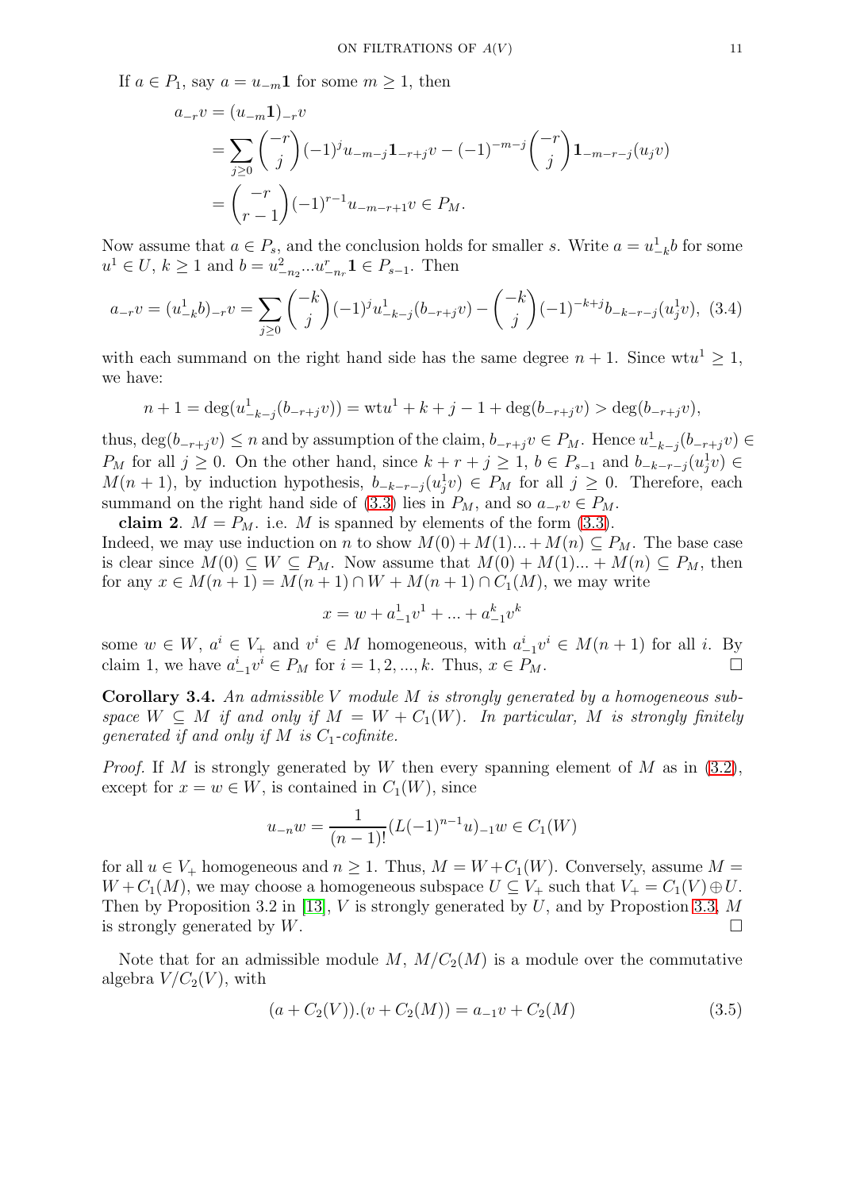If $a \in P_1$, say $a = u_{-m}\mathbf{1}$ for some $m \geq 1$, then

$$
\begin{aligned}
a_{-r}v &= (u_{-m}\mathbf{1})_{-r}v \\
&= \sum_{j\geq 0} \binom{-r}{j}(-1)^j u_{-m-j}\mathbf{1}_{-r+j}v - (-1)^{-m-j}\binom{-r}{j}\mathbf{1}_{-m-r-j}(u_j v) \\
&= \binom{-r}{r-1}(-1)^{r-1}u_{-m-r+1}v \in P_M.
\end{aligned}
$$

Now assume that $a \in P_s$, and the conclusion holds for smaller $s$. Write $a = u^1_{-k}b$ for some $u^1 \in U$, $k \geq 1$ and $b = u^2_{-n_2}...u^r_{-n_r}\mathbf{1} \in P_{s-1}$. Then

$$
a_{-r}v = (u^1_{-k}b)_{-r}v = \sum_{j\geq 0}\binom{-k}{j}(-1)^j u^1_{-k-j}(b_{-r+j}v) - \binom{-k}{j}(-1)^{-k+j}b_{-k-r-j}(u^1_j v), \quad (3.4)
$$

with each summand on the right hand side has the same degree $n+1$. Since $\mathrm{wt}u^1 \geq 1$, we have:

$$
n+1 = \deg(u^1_{-k-j}(b_{-r+j}v)) = \mathrm{wt}u^1 + k + j - 1 + \deg(b_{-r+j}v) > \deg(b_{-r+j}v),
$$

thus, $\deg(b_{-r+j}v) \leq n$ and by assumption of the claim, $b_{-r+j}v \in P_M$. Hence $u^1_{-k-j}(b_{-r+j}v) \in P_M$ for all $j \geq 0$. On the other hand, since $k+r+j \geq 1$, $b \in P_{s-1}$ and $b_{-k-r-j}(u^1_j v) \in M(n+1)$, by induction hypothesis, $b_{-k-r-j}(u^1_j v) \in P_M$ for all $j \geq 0$. Therefore, each summand on the right hand side of (3.3) lies in $P_M$, and so $a_{-r}v \in P_M$.

**claim 2**. $M = P_M$. i.e. $M$ is spanned by elements of the form (3.3).
Indeed, we may use induction on $n$ to show $M(0)+M(1)...+M(n) \subseteq P_M$. The base case is clear since $M(0) \subseteq W \subseteq P_M$. Now assume that $M(0)+M(1)...+M(n) \subseteq P_M$, then for any $x \in M(n+1) = M(n+1)\cap W + M(n+1)\cap C_1(M)$, we may write

$$
x = w + a^1_{-1}v^1 + ... + a^k_{-1}v^k
$$

some $w \in W$, $a^i \in V_+$ and $v^i \in M$ homogeneous, with $a^i_{-1}v^i \in M(n+1)$ for all $i$. By claim 1, we have $a^i_{-1}v^i \in P_M$ for $i = 1, 2, ..., k$. Thus, $x \in P_M$. $\square$

**Corollary 3.4.** *An admissible $V$ module $M$ is strongly generated by a homogeneous subspace $W \subseteq M$ if and only if $M = W + C_1(W)$. In particular, $M$ is strongly finitely generated if and only if $M$ is $C_1$-cofinite.*

*Proof.* If $M$ is strongly generated by $W$ then every spanning element of $M$ as in (3.2), except for $x = w \in W$, is contained in $C_1(W)$, since

$$
u_{-n}w = \frac{1}{(n-1)!}(L(-1)^{n-1}u)_{-1}w \in C_1(W)
$$

for all $u \in V_+$ homogeneous and $n \geq 1$. Thus, $M = W + C_1(W)$. Conversely, assume $M = W + C_1(M)$, we may choose a homogeneous subspace $U \subseteq V_+$ such that $V_+ = C_1(V) \oplus U$. Then by Proposition 3.2 in [13], $V$ is strongly generated by $U$, and by Propostion 3.3, $M$ is strongly generated by $W$. $\square$

Note that for an admissible module $M$, $M/C_2(M)$ is a module over the commutative algebra $V/C_2(V)$, with

$$
(a + C_2(V)).(v + C_2(M)) = a_{-1}v + C_2(M) \quad (3.5)
$$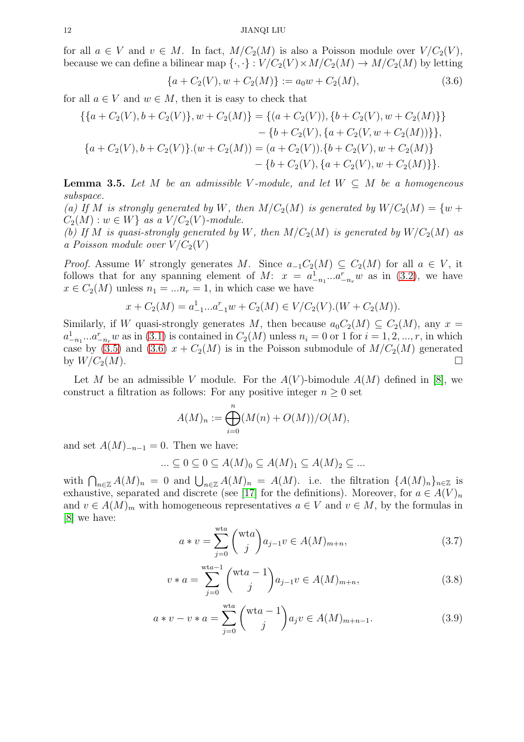for all $a \in V$ and $v \in M$. In fact, $M/C_2(M)$ is also a Poisson module over $V/C_2(V)$, because we can define a bilinear map $\{\cdot,\cdot\} : V/C_2(V) \times M/C_2(M) \to M/C_2(M)$ by letting

$$\{a + C_2(V), w + C_2(M)\} := a_0 w + C_2(M), \tag{3.6}$$

for all $a \in V$ and $w \in M$, then it is easy to check that

$$\begin{aligned}
\{\{a + C_2(V), b + C_2(V)\}, w + C_2(M)\} &= \{(a + C_2(V)), \{b + C_2(V), w + C_2(M)\}\} \\
&\quad - \{b + C_2(V), \{a + C_2(V, w + C_2(M))\}\}, \\
\{a + C_2(V), b + C_2(V)\}.(w + C_2(M)) &= (a + C_2(V)).\{b + C_2(V), w + C_2(M)\} \\
&\quad - \{b + C_2(V), \{a + C_2(V), w + C_2(M)\}\}.
\end{aligned}$$

**Lemma 3.5.** *Let $M$ be an admissible $V$-module, and let $W \subseteq M$ be a homogeneous subspace.*
*(a) If $M$ is strongly generated by $W$, then $M/C_2(M)$ is generated by $W/C_2(M) = \{w + C_2(M) : w \in W\}$ as a $V/C_2(V)$-module.*
*(b) If $M$ is quasi-strongly generated by $W$, then $M/C_2(M)$ is generated by $W/C_2(M)$ as a Poisson module over $V/C_2(V)$*

*Proof.* Assume $W$ strongly generates $M$. Since $a_{-1}C_2(M) \subseteq C_2(M)$ for all $a \in V$, it follows that for any spanning element of $M$: $x = a^1_{-n_1}...a^r_{-n_r}w$ as in (3.2), we have $x \in C_2(M)$ unless $n_1 = ...n_r = 1$, in which case we have

$$x + C_2(M) = a^1_{-1}...a^r_{-1}w + C_2(M) \in V/C_2(V).(W + C_2(M)).$$

Similarly, if $W$ quasi-strongly generates $M$, then because $a_0C_2(M) \subseteq C_2(M)$, any $x = a^1_{-n_1}...a^r_{-n_r}w$ as in (3.1) is contained in $C_2(M)$ unless $n_i = 0$ or $1$ for $i = 1, 2, ..., r$, in which case by (3.5) and (3.6) $x + C_2(M)$ is in the Poisson submodule of $M/C_2(M)$ generated by $W/C_2(M)$. □

Let $M$ be an admissible $V$ module. For the $A(V)$-bimodule $A(M)$ defined in [8], we construct a filtration as follows: For any positive integer $n \geq 0$ set

$$A(M)_n := \bigoplus_{i=0}^{n} (M(n) + O(M))/O(M),$$

and set $A(M)_{-n-1} = 0$. Then we have:

$$... \subseteq 0 \subseteq 0 \subseteq A(M)_0 \subseteq A(M)_1 \subseteq A(M)_2 \subseteq ...$$

with $\bigcap_{n\in\mathbb{Z}} A(M)_n = 0$ and $\bigcup_{n\in\mathbb{Z}} A(M)_n = A(M)$. i.e. the filtration $\{A(M)_n\}_{n\in\mathbb{Z}}$ is exhaustive, separated and discrete (see [17] for the definitions). Moreover, for $a \in A(V)_n$ and $v \in A(M)_m$ with homogeneous representatives $a \in V$ and $v \in M$, by the formulas in [8] we have:

$$a * v = \sum_{j=0}^{\mathrm{wt}a} \binom{\mathrm{wt}a}{j} a_{j-1}v \in A(M)_{m+n}, \tag{3.7}$$

$$v * a = \sum_{j=0}^{\mathrm{wt}a-1} \binom{\mathrm{wt}a - 1}{j} a_{j-1}v \in A(M)_{m+n}, \tag{3.8}$$

$$a * v - v * a = \sum_{j=0}^{\mathrm{wt}a} \binom{\mathrm{wt}a - 1}{j} a_j v \in A(M)_{m+n-1}. \tag{3.9}$$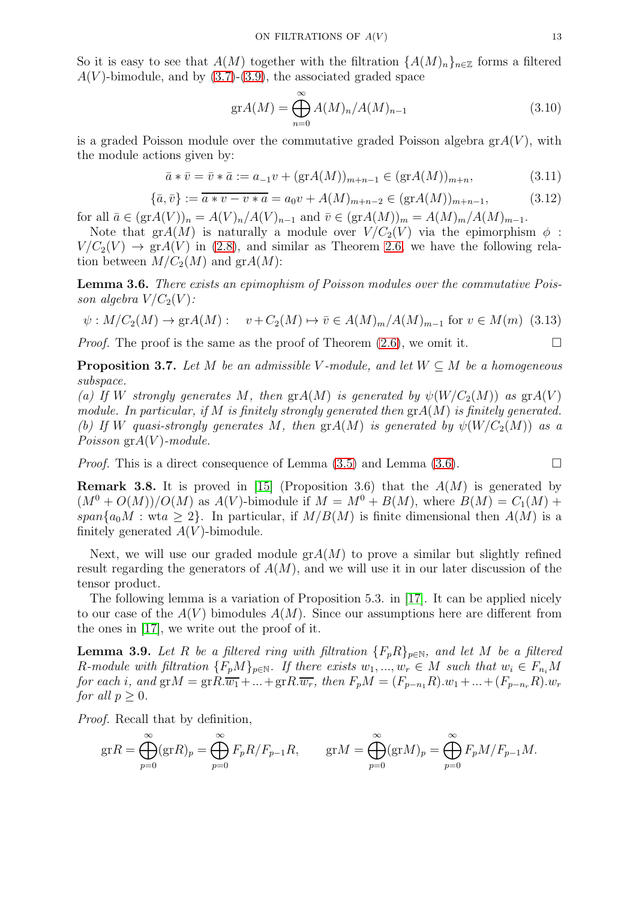So it is easy to see that $A(M)$ together with the filtration $\{A(M)_n\}_{n\in\mathbb{Z}}$ forms a filtered $A(V)$-bimodule, and by (3.7)-(3.9), the associated graded space

$$\mathrm{gr}A(M) = \bigoplus_{n=0}^{\infty} A(M)_n/A(M)_{n-1} \tag{3.10}$$

is a graded Poisson module over the commutative graded Poisson algebra $\mathrm{gr}A(V)$, with the module actions given by:

$$\bar{a} * \bar{v} = \bar{v} * \bar{a} := a_{-1}v + (\mathrm{gr}A(M))_{m+n-1} \in (\mathrm{gr}A(M))_{m+n}, \tag{3.11}$$

$$\{\bar{a}, \bar{v}\} := \overline{a * v - v * a} = a_0 v + A(M)_{m+n-2} \in (\mathrm{gr}A(M))_{m+n-1}, \tag{3.12}$$

for all $\bar{a} \in (\mathrm{gr}A(V))_n = A(V)_n/A(V)_{n-1}$ and $\bar{v} \in (\mathrm{gr}A(M))_m = A(M)_m/A(M)_{m-1}$.

Note that $\mathrm{gr}A(M)$ is naturally a module over $V/C_2(V)$ via the epimorphism $\phi : V/C_2(V) \to \mathrm{gr}A(V)$ in (2.8), and similar as Theorem 2.6, we have the following relation between $M/C_2(M)$ and $\mathrm{gr}A(M)$:

**Lemma 3.6.** *There exists an epimophism of Poisson modules over the commutative Poisson algebra $V/C_2(V)$:*

$$\psi : M/C_2(M) \to \mathrm{gr}A(M) : \quad v + C_2(M) \mapsto \bar{v} \in A(M)_m/A(M)_{m-1} \text{ for } v \in M(m) \tag{3.13}$$

*Proof.* The proof is the same as the proof of Theorem (2.6), we omit it. $\square$

**Proposition 3.7.** *Let $M$ be an admissible $V$-module, and let $W \subseteq M$ be a homogeneous subspace.*
*(a) If $W$ strongly generates $M$, then $\mathrm{gr}A(M)$ is generated by $\psi(W/C_2(M))$ as $\mathrm{gr}A(V)$ module. In particular, if $M$ is finitely strongly generated then $\mathrm{gr}A(M)$ is finitely generated.*
*(b) If $W$ quasi-strongly generates $M$, then $\mathrm{gr}A(M)$ is generated by $\psi(W/C_2(M))$ as a Poisson $\mathrm{gr}A(V)$-module.*

*Proof.* This is a direct consequence of Lemma (3.5) and Lemma (3.6). $\square$

**Remark 3.8.** It is proved in [15] (Proposition 3.6) that the $A(M)$ is generated by $(M^0 + O(M))/O(M)$ as $A(V)$-bimodule if $M = M^0 + B(M)$, where $B(M) = C_1(M) + span\{a_0 M : \mathrm{wt}a \geq 2\}$. In particular, if $M/B(M)$ is finite dimensional then $A(M)$ is a finitely generated $A(V)$-bimodule.

Next, we will use our graded module $\mathrm{gr}A(M)$ to prove a similar but slightly refined result regarding the generators of $A(M)$, and we will use it in our later discussion of the tensor product.

The following lemma is a variation of Proposition 5.3. in [17]. It can be applied nicely to our case of the $A(V)$ bimodules $A(M)$. Since our assumptions here are different from the ones in [17], we write out the proof of it.

**Lemma 3.9.** *Let $R$ be a filtered ring with filtration $\{F_pR\}_{p\in\mathbb{N}}$, and let $M$ be a filtered $R$-module with filtration $\{F_pM\}_{p\in\mathbb{N}}$. If there exists $w_1, ..., w_r \in M$ such that $w_i \in F_{n_i}M$ for each $i$, and $\mathrm{gr}M = \mathrm{gr}R.\overline{w_1} + ... + \mathrm{gr}R.\overline{w_r}$, then $F_pM = (F_{p-n_1}R).w_1 + ... + (F_{p-n_r}R).w_r$ for all $p \geq 0$.*

*Proof.* Recall that by definition,

$$\mathrm{gr}R = \bigoplus_{p=0}^{\infty} (\mathrm{gr}R)_p = \bigoplus_{p=0}^{\infty} F_pR/F_{p-1}R, \qquad \mathrm{gr}M = \bigoplus_{p=0}^{\infty} (\mathrm{gr}M)_p = \bigoplus_{p=0}^{\infty} F_pM/F_{p-1}M.$$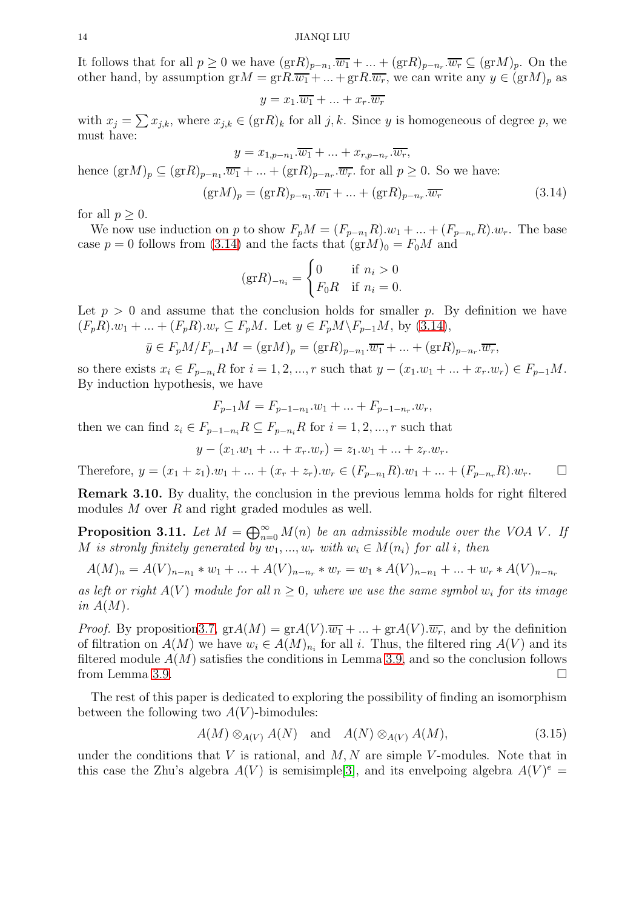It follows that for all $p \geq 0$ we have $(\mathrm{gr}R)_{p-n_1}.\overline{w_1} + ... + (\mathrm{gr}R)_{p-n_r}.\overline{w_r} \subseteq (\mathrm{gr}M)_p$. On the other hand, by assumption $\mathrm{gr}M = \mathrm{gr}R.\overline{w_1} + ... + \mathrm{gr}R.\overline{w_r}$, we can write any $y \in (\mathrm{gr}M)_p$ as

$$y = x_1.\overline{w_1} + ... + x_r.\overline{w_r}$$

with $x_j = \sum x_{j,k}$, where $x_{j,k} \in (\mathrm{gr}R)_k$ for all $j, k$. Since $y$ is homogeneous of degree $p$, we must have:

$$y = x_{1,p-n_1}.\overline{w_1} + ... + x_{r,p-n_r}.\overline{w_r},$$

hence $(\mathrm{gr}M)_p \subseteq (\mathrm{gr}R)_{p-n_1}.\overline{w_1} + ... + (\mathrm{gr}R)_{p-n_r}.\overline{w_r}$. for all $p \geq 0$. So we have:

$$(\mathrm{gr}M)_p = (\mathrm{gr}R)_{p-n_1}.\overline{w_1} + ... + (\mathrm{gr}R)_{p-n_r}.\overline{w_r} \tag{3.14}$$

for all $p \geq 0$.

We now use induction on $p$ to show $F_pM = (F_{p-n_1}R).w_1 + ... + (F_{p-n_r}R).w_r$. The base case $p = 0$ follows from (3.14) and the facts that $(\mathrm{gr}M)_0 = F_0M$ and

$$(\mathrm{gr}R)_{-n_i} = \begin{cases} 0 & \text{if } n_i > 0 \\ F_0R & \text{if } n_i = 0. \end{cases}$$

Let $p > 0$ and assume that the conclusion holds for smaller $p$. By definition we have $(F_pR).w_1 + ... + (F_pR).w_r \subseteq F_pM$. Let $y \in F_pM \backslash F_{p-1}M$, by (3.14),

$$\bar{y} \in F_pM/F_{p-1}M = (\mathrm{gr}M)_p = (\mathrm{gr}R)_{p-n_1}.\overline{w_1} + ... + (\mathrm{gr}R)_{p-n_r}.\overline{w_r},$$

so there exists $x_i \in F_{p-n_i}R$ for $i = 1, 2, ..., r$ such that $y - (x_1.w_1 + ... + x_r.w_r) \in F_{p-1}M$. By induction hypothesis, we have

$$F_{p-1}M = F_{p-1-n_1}.w_1 + ... + F_{p-1-n_r}.w_r,$$

then we can find $z_i \in F_{p-1-n_i}R \subseteq F_{p-n_i}R$ for $i = 1, 2, ..., r$ such that

$$y - (x_1.w_1 + ... + x_r.w_r) = z_1.w_1 + ... + z_r.w_r.$$

Therefore, $y = (x_1 + z_1).w_1 + ... + (x_r + z_r).w_r \in (F_{p-n_1}R).w_1 + ... + (F_{p-n_r}R).w_r$. $\square$

**Remark 3.10.** By duality, the conclusion in the previous lemma holds for right filtered modules $M$ over $R$ and right graded modules as well.

**Proposition 3.11.** *Let $M = \bigoplus_{n=0}^{\infty} M(n)$ be an admissible module over the VOA $V$. If $M$ is stronly finitely generated by $w_1, ..., w_r$ with $w_i \in M(n_i)$ for all $i$, then*

$$A(M)_n = A(V)_{n-n_1} * w_1 + ... + A(V)_{n-n_r} * w_r = w_1 * A(V)_{n-n_1} + ... + w_r * A(V)_{n-n_r}$$

*as left or right $A(V)$ module for all $n \geq 0$, where we use the same symbol $w_i$ for its image in $A(M)$.*

*Proof.* By proposition3.7, $\mathrm{gr}A(M) = \mathrm{gr}A(V).\overline{w_1} + ... + \mathrm{gr}A(V).\overline{w_r}$, and by the definition of filtration on $A(M)$ we have $w_i \in A(M)_{n_i}$ for all $i$. Thus, the filtered ring $A(V)$ and its filtered module $A(M)$ satisfies the conditions in Lemma 3.9, and so the conclusion follows from Lemma 3.9. $\square$

The rest of this paper is dedicated to exploring the possibility of finding an isomorphism between the following two $A(V)$-bimodules:

$$A(M) \otimes_{A(V)} A(N) \quad \text{and} \quad A(N) \otimes_{A(V)} A(M), \tag{3.15}$$

under the conditions that $V$ is rational, and $M, N$ are simple $V$-modules. Note that in this case the Zhu's algebra $A(V)$ is semisimple[3], and its envelpoing algebra $A(V)^e =$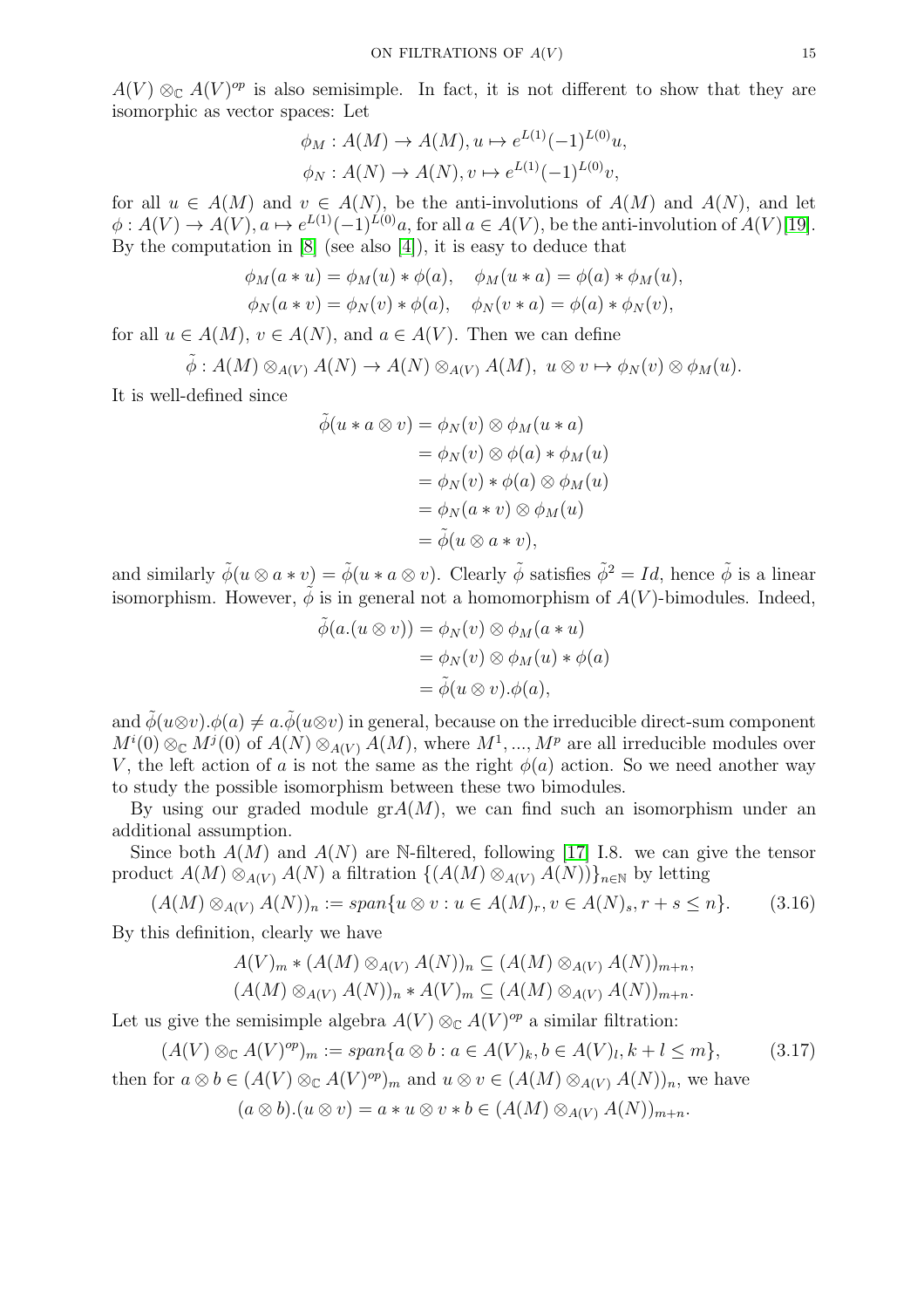$A(V)\otimes_{\mathbb{C}} A(V)^{op}$ is also semisimple. In fact, it is not different to show that they are isomorphic as vector spaces: Let

$$\phi_M : A(M) \to A(M), u \mapsto e^{L(1)}(-1)^{L(0)}u,$$
$$\phi_N : A(N) \to A(N), v \mapsto e^{L(1)}(-1)^{L(0)}v,$$

for all $u \in A(M)$ and $v \in A(N)$, be the anti-involutions of $A(M)$ and $A(N)$, and let $\phi : A(V) \to A(V), a \mapsto e^{L(1)}(-1)^{L(0)}a$, for all $a \in A(V)$, be the anti-involution of $A(V)$[19]. By the computation in [8] (see also [4]), it is easy to deduce that

$$\phi_M(a * u) = \phi_M(u) * \phi(a), \quad \phi_M(u * a) = \phi(a) * \phi_M(u),$$
$$\phi_N(a * v) = \phi_N(v) * \phi(a), \quad \phi_N(v * a) = \phi(a) * \phi_N(v),$$

for all $u \in A(M)$, $v \in A(N)$, and $a \in A(V)$. Then we can define

$$\tilde{\phi} : A(M) \otimes_{A(V)} A(N) \to A(N) \otimes_{A(V)} A(M),\ u \otimes v \mapsto \phi_N(v) \otimes \phi_M(u).$$

It is well-defined since

$$\begin{aligned}
\tilde{\phi}(u * a \otimes v) &= \phi_N(v) \otimes \phi_M(u * a) \\
&= \phi_N(v) \otimes \phi(a) * \phi_M(u) \\
&= \phi_N(v) * \phi(a) \otimes \phi_M(u) \\
&= \phi_N(a * v) \otimes \phi_M(u) \\
&= \tilde{\phi}(u \otimes a * v),
\end{aligned}$$

and similarly $\tilde{\phi}(u \otimes a * v) = \tilde{\phi}(u * a \otimes v)$. Clearly $\tilde{\phi}$ satisfies $\tilde{\phi}^2 = Id$, hence $\tilde{\phi}$ is a linear isomorphism. However, $\tilde{\phi}$ is in general not a homomorphism of $A(V)$-bimodules. Indeed,

$$\begin{aligned}
\tilde{\phi}(a.(u \otimes v)) &= \phi_N(v) \otimes \phi_M(a * u) \\
&= \phi_N(v) \otimes \phi_M(u) * \phi(a) \\
&= \tilde{\phi}(u \otimes v).\phi(a),
\end{aligned}$$

and $\tilde{\phi}(u\otimes v).\phi(a) \neq a.\tilde{\phi}(u\otimes v)$ in general, because on the irreducible direct-sum component $M^i(0) \otimes_{\mathbb{C}} M^j(0)$ of $A(N) \otimes_{A(V)} A(M)$, where $M^1, ..., M^p$ are all irreducible modules over $V$, the left action of $a$ is not the same as the right $\phi(a)$ action. So we need another way to study the possible isomorphism between these two bimodules.

By using our graded module $\mathrm{gr}A(M)$, we can find such an isomorphism under an additional assumption.

Since both $A(M)$ and $A(N)$ are $\mathbb{N}$-filtered, following [17] I.8. we can give the tensor product $A(M) \otimes_{A(V)} A(N)$ a filtration $\{(A(M) \otimes_{A(V)} A(N))\}_{n\in\mathbb{N}}$ by letting

$$(A(M) \otimes_{A(V)} A(N))_n := span\{u \otimes v : u \in A(M)_r, v \in A(N)_s, r + s \leq n\}. \tag{3.16}$$

By this definition, clearly we have

$$A(V)_m * (A(M) \otimes_{A(V)} A(N))_n \subseteq (A(M) \otimes_{A(V)} A(N))_{m+n},$$
$$(A(M) \otimes_{A(V)} A(N))_n * A(V)_m \subseteq (A(M) \otimes_{A(V)} A(N))_{m+n}.$$

Let us give the semisimple algebra $A(V) \otimes_{\mathbb{C}} A(V)^{op}$ a similar filtration:

$$(A(V) \otimes_{\mathbb{C}} A(V)^{op})_m := span\{a \otimes b : a \in A(V)_k, b \in A(V)_l, k + l \leq m\}, \tag{3.17}$$

then for $a \otimes b \in (A(V) \otimes_{\mathbb{C}} A(V)^{op})_m$ and $u \otimes v \in (A(M) \otimes_{A(V)} A(N))_n$, we have

$$(a \otimes b).(u \otimes v) = a * u \otimes v * b \in (A(M) \otimes_{A(V)} A(N))_{m+n}.$$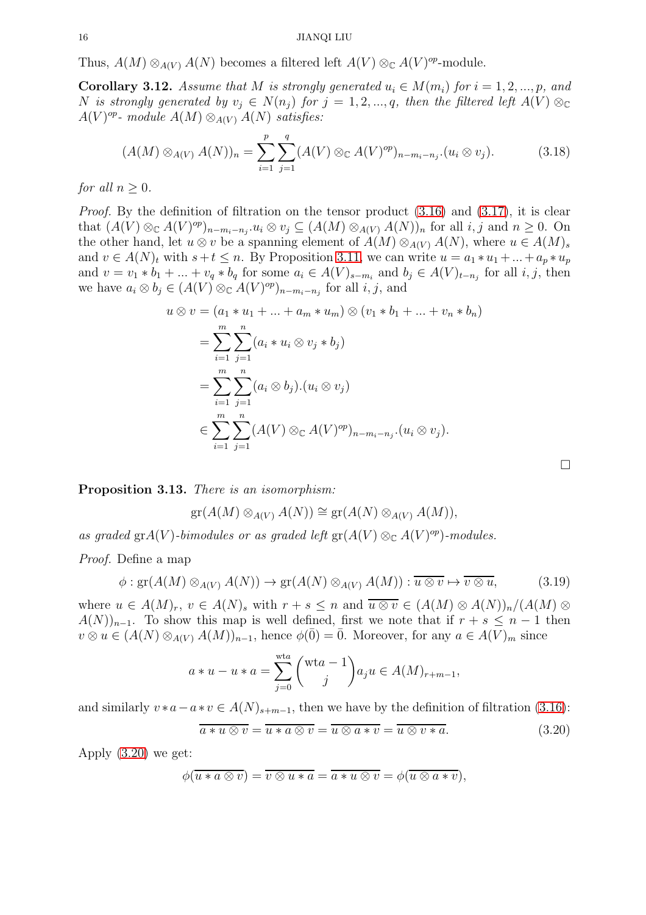Thus, $A(M) \otimes_{A(V)} A(N)$ becomes a filtered left $A(V) \otimes_{\mathbb{C}} A(V)^{op}$-module.

**Corollary 3.12.** *Assume that $M$ is strongly generated $u_i \in M(m_i)$ for $i = 1, 2, ..., p$, and $N$ is strongly generated by $v_j \in N(n_j)$ for $j = 1, 2, ..., q$, then the filtered left $A(V) \otimes_{\mathbb{C}} A(V)^{op}$- module $A(M) \otimes_{A(V)} A(N)$ satisfies:*

$$(A(M) \otimes_{A(V)} A(N))_n = \sum_{i=1}^{p} \sum_{j=1}^{q} (A(V) \otimes_{\mathbb{C}} A(V)^{op})_{n-m_i-n_j}.(u_i \otimes v_j). \tag{3.18}$$

*for all $n \geq 0$.*

*Proof.* By the definition of filtration on the tensor product (3.16) and (3.17), it is clear that $(A(V) \otimes_{\mathbb{C}} A(V)^{op})_{n-m_i-n_j}.u_i \otimes v_j \subseteq (A(M) \otimes_{A(V)} A(N))_n$ for all $i, j$ and $n \geq 0$. On the other hand, let $u \otimes v$ be a spanning element of $A(M) \otimes_{A(V)} A(N)$, where $u \in A(M)_s$ and $v \in A(N)_t$ with $s + t \leq n$. By Proposition 3.11, we can write $u = a_1 * u_1 + ... + a_p * u_p$ and $v = v_1 * b_1 + ... + v_q * b_q$ for some $a_i \in A(V)_{s-m_i}$ and $b_j \in A(V)_{t-n_j}$ for all $i, j$, then we have $a_i \otimes b_j \in (A(V) \otimes_{\mathbb{C}} A(V)^{op})_{n-m_i-n_j}$ for all $i, j$, and

$$\begin{aligned}
u \otimes v &= (a_1 * u_1 + ... + a_m * u_m) \otimes (v_1 * b_1 + ... + v_n * b_n) \\
&= \sum_{i=1}^{m} \sum_{j=1}^{n} (a_i * u_i \otimes v_j * b_j) \\
&= \sum_{i=1}^{m} \sum_{j=1}^{n} (a_i \otimes b_j).(u_i \otimes v_j) \\
&\in \sum_{i=1}^{m} \sum_{j=1}^{n} (A(V) \otimes_{\mathbb{C}} A(V)^{op})_{n-m_i-n_j}.(u_i \otimes v_j).
\end{aligned}$$

$\square$

**Proposition 3.13.** *There is an isomorphism:*

$$\mathrm{gr}(A(M) \otimes_{A(V)} A(N)) \cong \mathrm{gr}(A(N) \otimes_{A(V)} A(M)),$$

*as graded $\mathrm{gr}A(V)$-bimodules or as graded left $\mathrm{gr}(A(V) \otimes_{\mathbb{C}} A(V)^{op})$-modules.*

*Proof.* Define a map

$$\phi : \mathrm{gr}(A(M) \otimes_{A(V)} A(N)) \to \mathrm{gr}(A(N) \otimes_{A(V)} A(M)) : \overline{u \otimes v} \mapsto \overline{v \otimes u}, \tag{3.19}$$

where $u \in A(M)_r$, $v \in A(N)_s$ with $r + s \leq n$ and $\overline{u \otimes v} \in (A(M) \otimes A(N))_n/(A(M) \otimes A(N))_{n-1}$. To show this map is well defined, first we note that if $r + s \leq n - 1$ then $v \otimes u \in (A(N) \otimes_{A(V)} A(M))_{n-1}$, hence $\phi(\bar{0}) = \bar{0}$. Moreover, for any $a \in A(V)_m$ since

$$a * u - u * a = \sum_{j=0}^{\mathrm{wt}a} \binom{\mathrm{wt}a - 1}{j} a_j u \in A(M)_{r+m-1},$$

and similarly $v * a - a * v \in A(N)_{s+m-1}$, then we have by the definition of filtration (3.16):

$$\overline{a * u \otimes v} = \overline{u * a \otimes v} = \overline{u \otimes a * v} = \overline{u \otimes v * a}. \tag{3.20}$$

Apply (3.20) we get:

$$\phi(\overline{u * a \otimes v}) = \overline{v \otimes u * a} = \overline{a * u \otimes v} = \phi(\overline{u \otimes a * v}),$$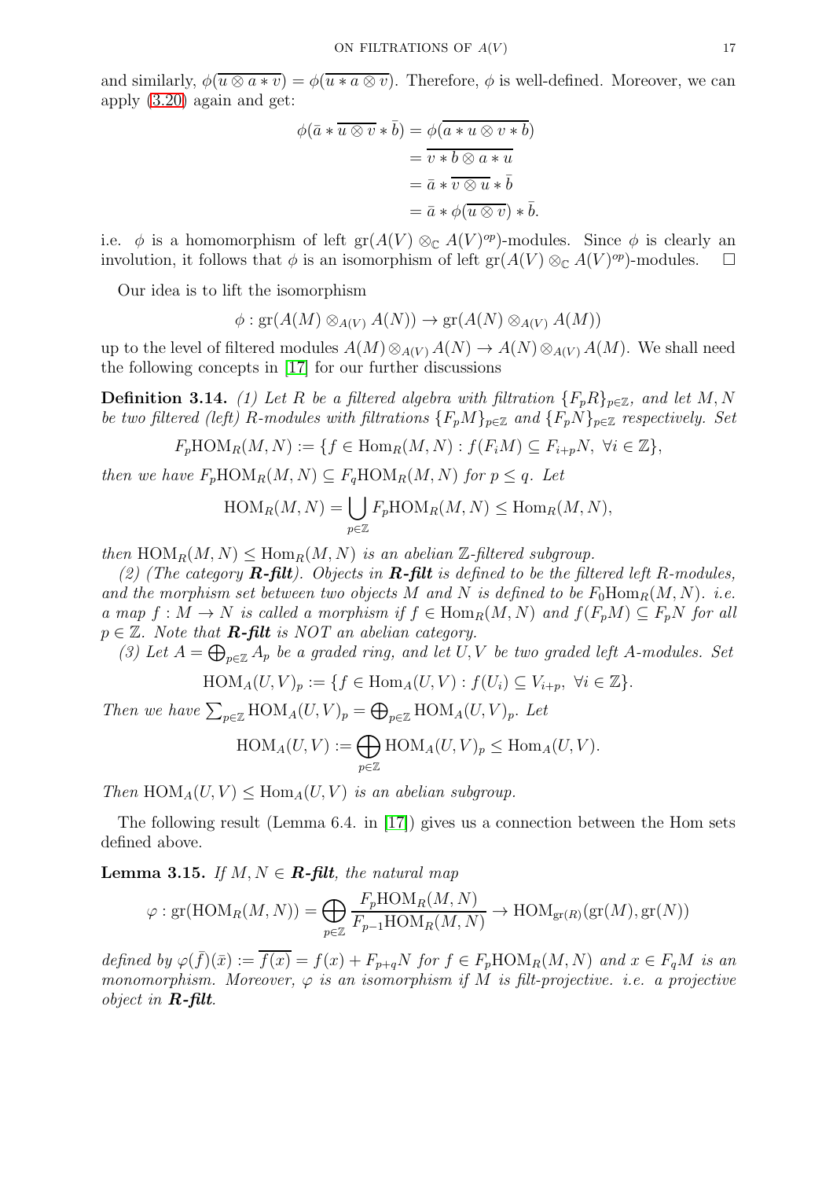and similarly, $\phi(\overline{u \otimes a * v}) = \phi(\overline{u * a \otimes v})$. Therefore, $\phi$ is well-defined. Moreover, we can apply (3.20) again and get:

$$
\begin{aligned}
\phi(\bar{a} * \overline{u \otimes v} * \bar{b}) &= \phi(\overline{a * u \otimes v * b}) \\
&= \overline{v * b \otimes a * u} \\
&= \bar{a} * \overline{v \otimes u} * \bar{b} \\
&= \bar{a} * \phi(\overline{u \otimes v}) * \bar{b}.
\end{aligned}
$$

i.e. $\phi$ is a homomorphism of left $\mathrm{gr}(A(V) \otimes_{\mathbb{C}} A(V)^{op})$-modules. Since $\phi$ is clearly an involution, it follows that $\phi$ is an isomorphism of left $\mathrm{gr}(A(V) \otimes_{\mathbb{C}} A(V)^{op})$-modules. $\square$

Our idea is to lift the isomorphism

$$\phi : \mathrm{gr}(A(M) \otimes_{A(V)} A(N)) \to \mathrm{gr}(A(N) \otimes_{A(V)} A(M))$$

up to the level of filtered modules $A(M) \otimes_{A(V)} A(N) \to A(N) \otimes_{A(V)} A(M)$. We shall need the following concepts in [17] for our further discussions

**Definition 3.14.** *(1) Let $R$ be a filtered algebra with filtration $\{F_pR\}_{p\in\mathbb{Z}}$, and let $M, N$ be two filtered (left) $R$-modules with filtrations $\{F_pM\}_{p\in\mathbb{Z}}$ and $\{F_pN\}_{p\in\mathbb{Z}}$ respectively. Set*

$$F_p\mathrm{HOM}_R(M, N) := \{f \in \mathrm{Hom}_R(M, N) : f(F_iM) \subseteq F_{i+p}N, \ \forall i \in \mathbb{Z}\},$$

*then we have $F_p\mathrm{HOM}_R(M, N) \subseteq F_q\mathrm{HOM}_R(M, N)$ for $p \leq q$. Let*

$$\mathrm{HOM}_R(M, N) = \bigcup_{p\in\mathbb{Z}} F_p\mathrm{HOM}_R(M, N) \leq \mathrm{Hom}_R(M, N),$$

*then $\mathrm{HOM}_R(M, N) \leq \mathrm{Hom}_R(M, N)$ is an abelian $\mathbb{Z}$-filtered subgroup.*

*(2) (The category **R-filt**). Objects in **R-filt** is defined to be the filtered left $R$-modules, and the morphism set between two objects $M$ and $N$ is defined to be $F_0\mathrm{Hom}_R(M, N)$. i.e. a map $f : M \to N$ is called a morphism if $f \in \mathrm{Hom}_R(M, N)$ and $f(F_pM) \subseteq F_pN$ for all $p \in \mathbb{Z}$. Note that **R-filt** is NOT an abelian category.*

*(3) Let $A = \bigoplus_{p\in\mathbb{Z}} A_p$ be a graded ring, and let $U, V$ be two graded left $A$-modules. Set*

$$\mathrm{HOM}_A(U, V)_p := \{f \in \mathrm{Hom}_A(U, V) : f(U_i) \subseteq V_{i+p}, \ \forall i \in \mathbb{Z}\}.$$

*Then we have $\sum_{p\in\mathbb{Z}} \mathrm{HOM}_A(U, V)_p = \bigoplus_{p\in\mathbb{Z}} \mathrm{HOM}_A(U, V)_p$. Let*

$$\mathrm{HOM}_A(U, V) := \bigoplus_{p\in\mathbb{Z}} \mathrm{HOM}_A(U, V)_p \leq \mathrm{Hom}_A(U, V).$$

*Then $\mathrm{HOM}_A(U, V) \leq \mathrm{Hom}_A(U, V)$ is an abelian subgroup.*

The following result (Lemma 6.4. in [17]) gives us a connection between the Hom sets defined above.

**Lemma 3.15.** *If $M, N \in$ **R-filt**, the natural map*

$$\varphi : \mathrm{gr}(\mathrm{HOM}_R(M, N)) = \bigoplus_{p\in\mathbb{Z}} \frac{F_p\mathrm{HOM}_R(M, N)}{F_{p-1}\mathrm{HOM}_R(M, N)} \to \mathrm{HOM}_{\mathrm{gr}(R)}(\mathrm{gr}(M), \mathrm{gr}(N))$$

*defined by $\varphi(\bar{f})(\bar{x}) := \overline{f(x)} = f(x) + F_{p+q}N$ for $f \in F_p\mathrm{HOM}_R(M, N)$ and $x \in F_qM$ is an monomorphism. Moreover, $\varphi$ is an isomorphism if $M$ is filt-projective. i.e. a projective object in **R-filt**.*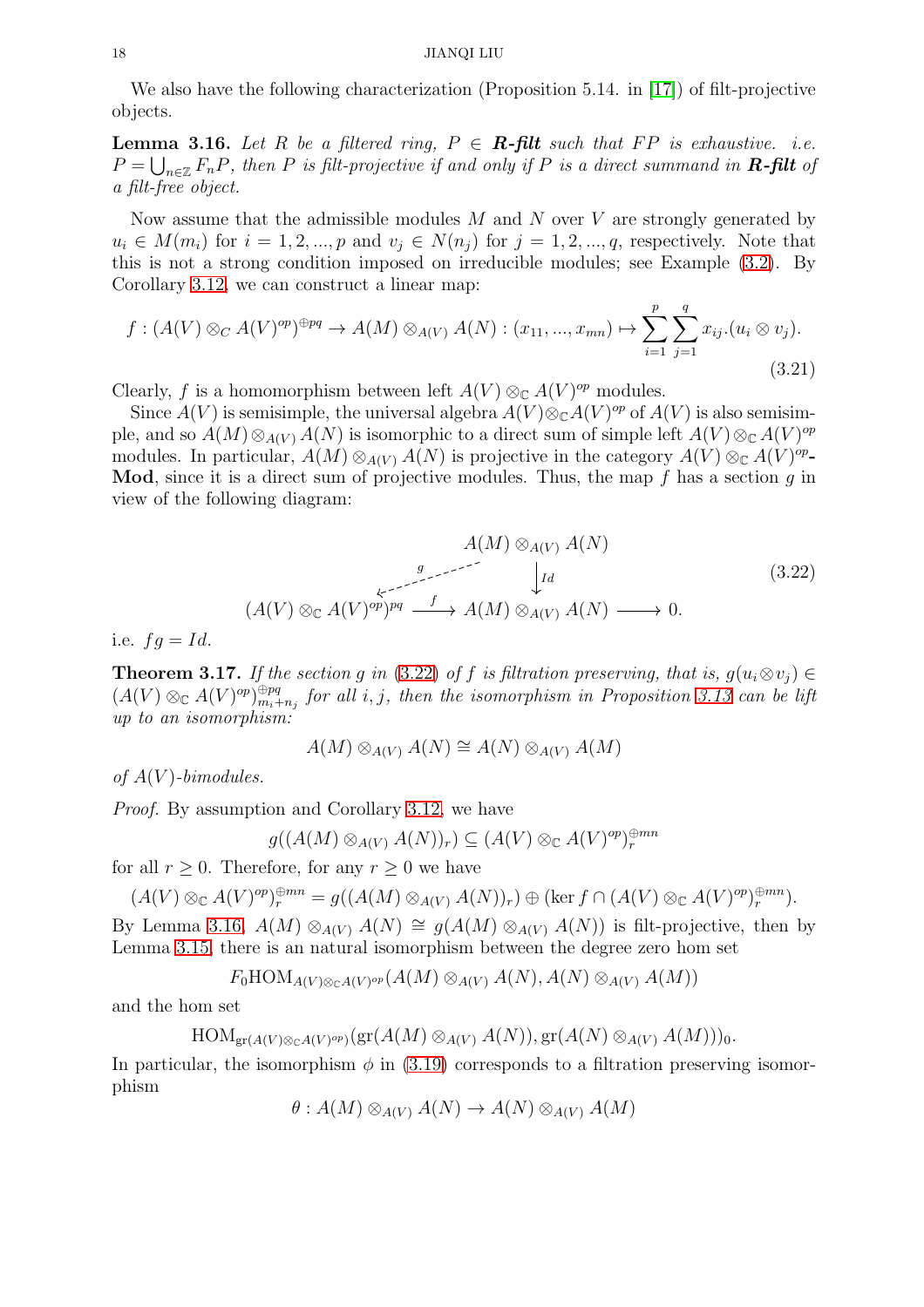We also have the following characterization (Proposition 5.14. in [17]) of filt-projective objects.

**Lemma 3.16.** *Let $R$ be a filtered ring, $P \in$ **R-filt** such that $FP$ is exhaustive. i.e. $P = \bigcup_{n\in\mathbb{Z}} F_n P$, then $P$ is filt-projective if and only if $P$ is a direct summand in **R-filt** of a filt-free object.*

Now assume that the admissible modules $M$ and $N$ over $V$ are strongly generated by $u_i \in M(m_i)$ for $i = 1, 2, ..., p$ and $v_j \in N(n_j)$ for $j = 1, 2, ..., q$, respectively. Note that this is not a strong condition imposed on irreducible modules; see Example (3.2). By Corollary 3.12, we can construct a linear map:

$$f : (A(V) \otimes_C A(V)^{op})^{\oplus pq} \to A(M) \otimes_{A(V)} A(N) : (x_{11}, ..., x_{mn}) \mapsto \sum_{i=1}^{p} \sum_{j=1}^{q} x_{ij}.(u_i \otimes v_j). \tag{3.21}$$

Clearly, $f$ is a homomorphism between left $A(V) \otimes_{\mathbb{C}} A(V)^{op}$ modules.

Since $A(V)$ is semisimple, the universal algebra $A(V) \otimes_{\mathbb{C}} A(V)^{op}$ of $A(V)$ is also semisimple, and so $A(M) \otimes_{A(V)} A(N)$ is isomorphic to a direct sum of simple left $A(V) \otimes_{\mathbb{C}} A(V)^{op}$ modules. In particular, $A(M) \otimes_{A(V)} A(N)$ is projective in the category $A(V) \otimes_{\mathbb{C}} A(V)^{op}$-**Mod**, since it is a direct sum of projective modules. Thus, the map $f$ has a section $g$ in view of the following diagram:

$$\begin{array}{ccccc} & & A(M) \otimes_{A(V)} A(N) & & \\ & \swarrow^{g} & \downarrow{\scriptstyle Id} & & \\ (A(V) \otimes_{\mathbb{C}} A(V)^{op})^{pq} & \xrightarrow{f} & A(M) \otimes_{A(V)} A(N) & \longrightarrow & 0. \end{array} \tag{3.22}$$

i.e. $fg = Id$.

**Theorem 3.17.** *If the section $g$ in (3.22) of $f$ is filtration preserving, that is, $g(u_i \otimes v_j) \in (A(V) \otimes_{\mathbb{C}} A(V)^{op})^{\oplus pq}_{m_i+n_j}$ for all $i, j$, then the isomorphism in Proposition 3.13 can be lift up to an isomorphism:*

$$A(M) \otimes_{A(V)} A(N) \cong A(N) \otimes_{A(V)} A(M)$$

*of $A(V)$-bimodules.*

*Proof.* By assumption and Corollary 3.12, we have

$$g((A(M) \otimes_{A(V)} A(N))_r) \subseteq (A(V) \otimes_{\mathbb{C}} A(V)^{op})^{\oplus mn}_r$$

for all $r \geq 0$. Therefore, for any $r \geq 0$ we have

$$(A(V) \otimes_{\mathbb{C}} A(V)^{op})^{\oplus mn}_r = g((A(M) \otimes_{A(V)} A(N))_r) \oplus (\ker f \cap (A(V) \otimes_{\mathbb{C}} A(V)^{op})^{\oplus mn}_r).$$

By Lemma 3.16, $A(M) \otimes_{A(V)} A(N) \cong g(A(M) \otimes_{A(V)} A(N))$ is filt-projective, then by Lemma 3.15, there is an natural isomorphism between the degree zero hom set

$$F_0\mathrm{HOM}_{A(V)\otimes_{\mathbb{C}} A(V)^{op}}(A(M) \otimes_{A(V)} A(N), A(N) \otimes_{A(V)} A(M))$$

and the hom set

$$\mathrm{HOM}_{\mathrm{gr}(A(V)\otimes_{\mathbb{C}} A(V)^{op})}(\mathrm{gr}(A(M) \otimes_{A(V)} A(N)), \mathrm{gr}(A(N) \otimes_{A(V)} A(M)))_0.$$

In particular, the isomorphism $\phi$ in (3.19) corresponds to a filtration preserving isomorphism

$$\theta : A(M) \otimes_{A(V)} A(N) \to A(N) \otimes_{A(V)} A(M)$$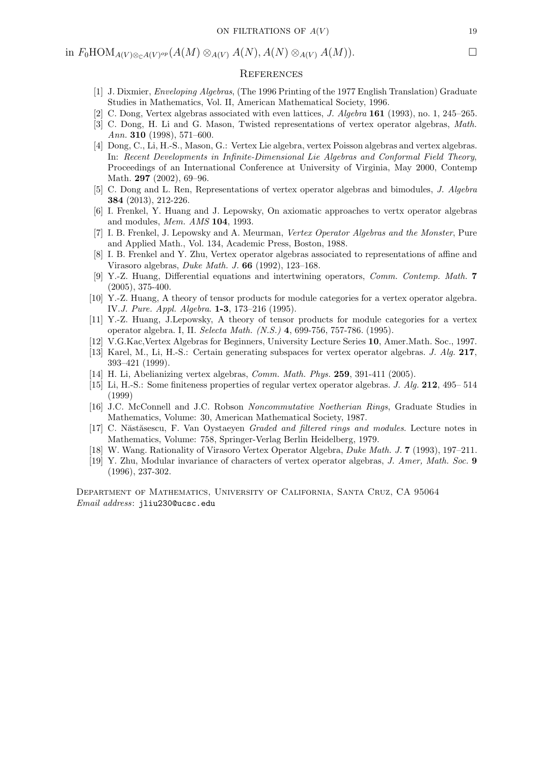in $F_0\mathrm{HOM}_{A(V)\otimes_{\mathbb{C}}A(V)^{op}}(A(M)\otimes_{A(V)} A(N), A(N)\otimes_{A(V)} A(M))$. □

## References

[1] J. Dixmier, *Enveloping Algebras*, (The 1996 Printing of the 1977 English Translation) Graduate Studies in Mathematics, Vol. II, American Mathematical Society, 1996.

[2] C. Dong, Vertex algebras associated with even lattices, *J. Algebra* **161** (1993), no. 1, 245–265.

[3] C. Dong, H. Li and G. Mason, Twisted representations of vertex operator algebras, *Math. Ann.* **310** (1998), 571–600.

[4] Dong, C., Li, H.-S., Mason, G.: Vertex Lie algebra, vertex Poisson algebras and vertex algebras. In: *Recent Developments in Infinite-Dimensional Lie Algebras and Conformal Field Theory*, Proceedings of an International Conference at University of Virginia, May 2000, Contemp Math. **297** (2002), 69–96.

[5] C. Dong and L. Ren, Representations of vertex operator algebras and bimodules, *J. Algebra* **384** (2013), 212-226.

[6] I. Frenkel, Y. Huang and J. Lepowsky, On axiomatic approaches to vertx operator algebras and modules, *Mem. AMS* **104**, 1993.

[7] I. B. Frenkel, J. Lepowsky and A. Meurman, *Vertex Operator Algebras and the Monster*, Pure and Applied Math., Vol. 134, Academic Press, Boston, 1988.

[8] I. B. Frenkel and Y. Zhu, Vertex operator algebras associated to representations of affine and Virasoro algebras, *Duke Math. J.* **66** (1992), 123–168.

[9] Y.-Z. Huang, Differential equations and intertwining operators, *Comm. Contemp. Math.* **7** (2005), 375-400.

[10] Y.-Z. Huang, A theory of tensor products for module categories for a vertex operator algebra. IV.*J. Pure. Appl. Algebra.* **1-3**, 173–216 (1995).

[11] Y.-Z. Huang, J.Lepowsky, A theory of tensor products for module categories for a vertex operator algebra. I, II. *Selecta Math. (N.S.)* **4**, 699-756, 757-786. (1995).

[12] V.G.Kac,Vertex Algebras for Beginners, University Lecture Series **10**, Amer.Math. Soc., 1997.

[13] Karel, M., Li, H.-S.: Certain generating subspaces for vertex operator algebras. *J. Alg.* **217**, 393–421 (1999).

[14] H. Li, Abelianizing vertex algebras, *Comm. Math. Phys.* **259**, 391-411 (2005).

[15] Li, H.-S.: Some finiteness properties of regular vertex operator algebras. *J. Alg.* **212**, 495– 514 (1999)

[16] J.C. McConnell and J.C. Robson *Noncommutative Noetherian Rings*, Graduate Studies in Mathematics, Volume: 30, American Mathematical Society, 1987.

[17] C. Năstăsescu, F. Van Oystaeyen *Graded and filtered rings and modules*. Lecture notes in Mathematics, Volume: 758, Springer-Verlag Berlin Heidelberg, 1979.

[18] W. Wang. Rationality of Virasoro Vertex Operator Algebra, *Duke Math. J.* **7** (1993), 197–211.

[19] Y. Zhu, Modular invariance of characters of vertex operator algebras, *J. Amer, Math. Soc.* **9** (1996), 237-302.

Department of Mathematics, University of California, Santa Cruz, CA 95064
*Email address*: jliu230@ucsc.edu